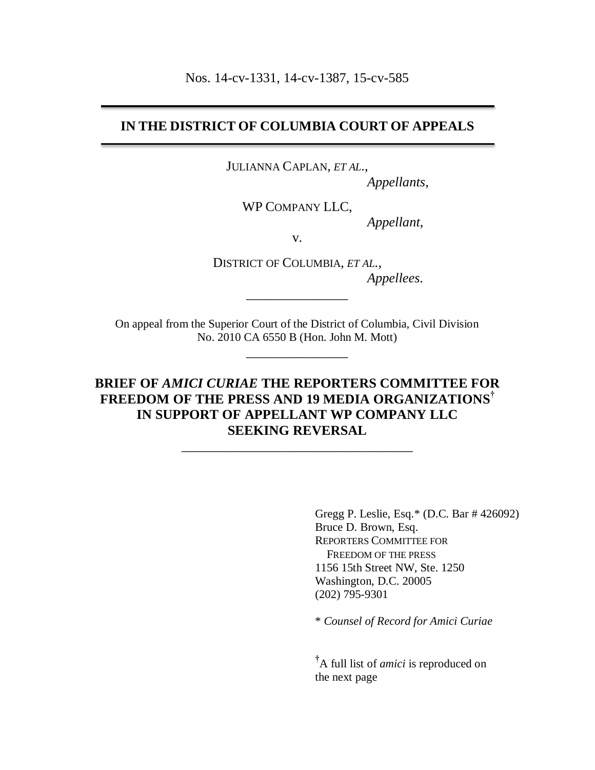Nos. 14-cv-1331, 14-cv-1387, 15-cv-585

---

**IN THE DISTRICT OF COLUMBIA COURT OF APPEALS**

---

JULIANNA CAPLAN, *ET AL.*,
*Appellants*,

WP COMPANY LLC,
*Appellant*,

v.

DISTRICT OF COLUMBIA, *ET AL.*,
*Appellees.*

---

On appeal from the Superior Court of the District of Columbia, Civil Division
No. 2010 CA 6550 B (Hon. John M. Mott)

---

**BRIEF OF *AMICI CURIAE* THE REPORTERS COMMITTEE FOR FREEDOM OF THE PRESS AND 19 MEDIA ORGANIZATIONS† IN SUPPORT OF APPELLANT WP COMPANY LLC SEEKING REVERSAL**

---

Gregg P. Leslie, Esq.* (D.C. Bar # 426092)
Bruce D. Brown, Esq.
REPORTERS COMMITTEE FOR
FREEDOM OF THE PRESS
1156 15th Street NW, Ste. 1250
Washington, D.C. 20005
(202) 795-9301

* *Counsel of Record for Amici Curiae*

†A full list of *amici* is reproduced on the next page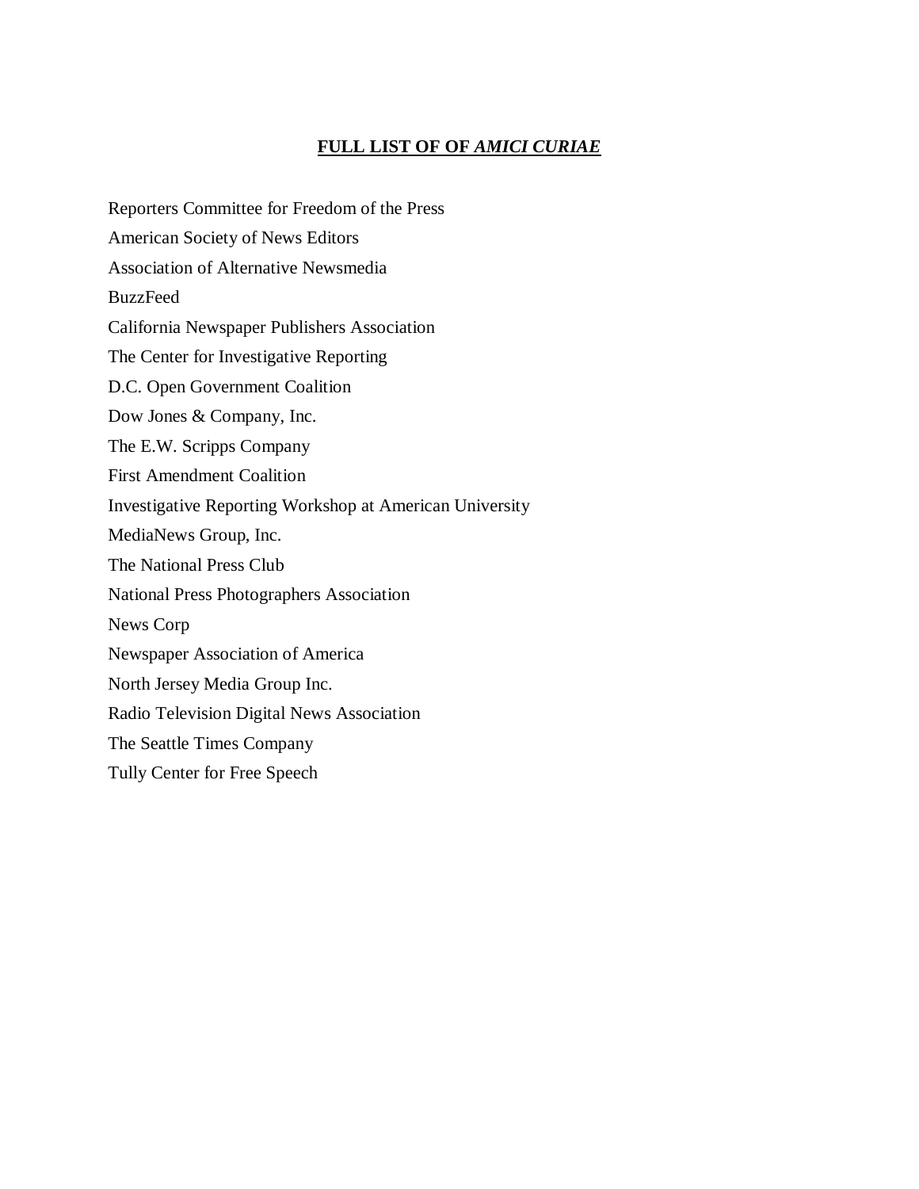## FULL LIST OF OF *AMICI CURIAE*

Reporters Committee for Freedom of the Press

American Society of News Editors

Association of Alternative Newsmedia

BuzzFeed

California Newspaper Publishers Association

The Center for Investigative Reporting

D.C. Open Government Coalition

Dow Jones & Company, Inc.

The E.W. Scripps Company

First Amendment Coalition

Investigative Reporting Workshop at American University

MediaNews Group, Inc.

The National Press Club

National Press Photographers Association

News Corp

Newspaper Association of America

North Jersey Media Group Inc.

Radio Television Digital News Association

The Seattle Times Company

Tully Center for Free Speech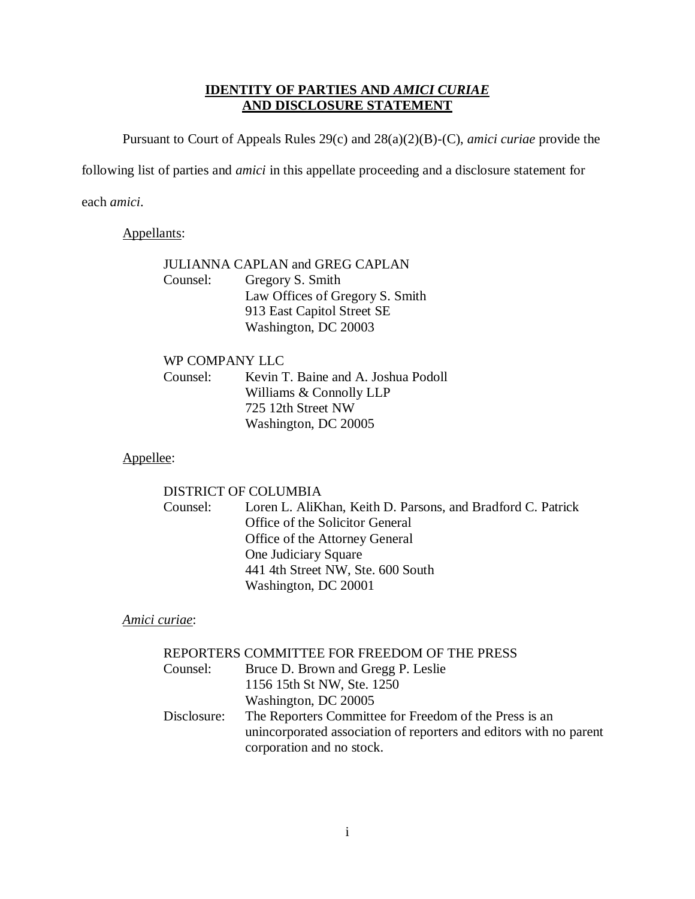# **IDENTITY OF PARTIES AND *AMICI CURIAE* AND DISCLOSURE STATEMENT**

Pursuant to Court of Appeals Rules 29(c) and 28(a)(2)(B)-(C), *amici curiae* provide the following list of parties and *amici* in this appellate proceeding and a disclosure statement for each *amici*.

Appellants:

JULIANNA CAPLAN and GREG CAPLAN
Counsel: Gregory S. Smith
Law Offices of Gregory S. Smith
913 East Capitol Street SE
Washington, DC 20003

WP COMPANY LLC
Counsel: Kevin T. Baine and A. Joshua Podoll
Williams & Connolly LLP
725 12th Street NW
Washington, DC 20005

Appellee:

DISTRICT OF COLUMBIA
Counsel: Loren L. AliKhan, Keith D. Parsons, and Bradford C. Patrick
Office of the Solicitor General
Office of the Attorney General
One Judiciary Square
441 4th Street NW, Ste. 600 South
Washington, DC 20001

*Amici curiae*:

REPORTERS COMMITTEE FOR FREEDOM OF THE PRESS
Counsel: Bruce D. Brown and Gregg P. Leslie
1156 15th St NW, Ste. 1250
Washington, DC 20005
Disclosure: The Reporters Committee for Freedom of the Press is an unincorporated association of reporters and editors with no parent corporation and no stock.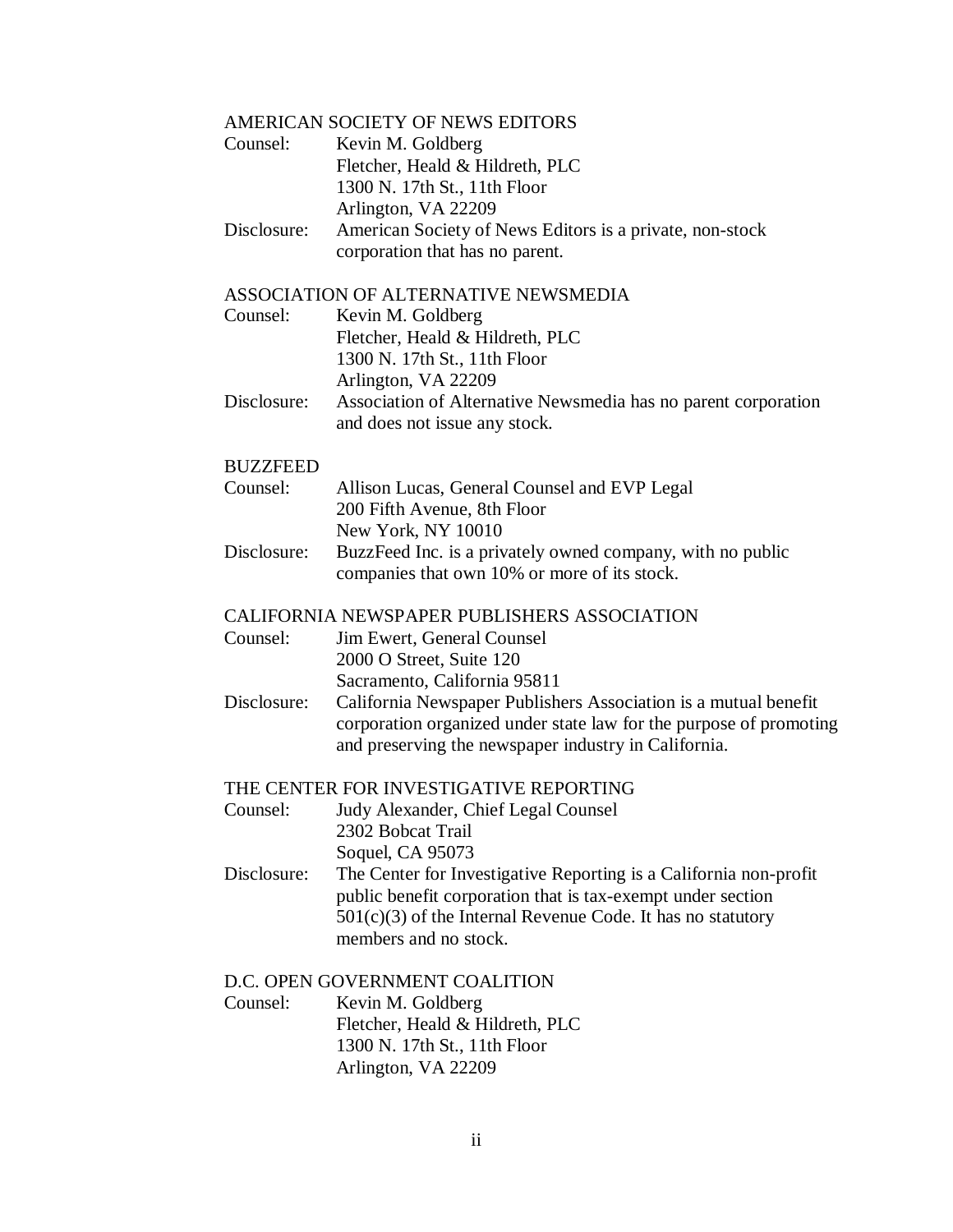AMERICAN SOCIETY OF NEWS EDITORS

Counsel: Kevin M. Goldberg
Fletcher, Heald & Hildreth, PLC
1300 N. 17th St., 11th Floor
Arlington, VA 22209

Disclosure: American Society of News Editors is a private, non-stock corporation that has no parent.

ASSOCIATION OF ALTERNATIVE NEWSMEDIA

Counsel: Kevin M. Goldberg
Fletcher, Heald & Hildreth, PLC
1300 N. 17th St., 11th Floor
Arlington, VA 22209

Disclosure: Association of Alternative Newsmedia has no parent corporation and does not issue any stock.

BUZZFEED

Counsel: Allison Lucas, General Counsel and EVP Legal
200 Fifth Avenue, 8th Floor
New York, NY 10010

Disclosure: BuzzFeed Inc. is a privately owned company, with no public companies that own 10% or more of its stock.

CALIFORNIA NEWSPAPER PUBLISHERS ASSOCIATION

Counsel: Jim Ewert, General Counsel
2000 O Street, Suite 120
Sacramento, California 95811

Disclosure: California Newspaper Publishers Association is a mutual benefit corporation organized under state law for the purpose of promoting and preserving the newspaper industry in California.

THE CENTER FOR INVESTIGATIVE REPORTING

Counsel: Judy Alexander, Chief Legal Counsel
2302 Bobcat Trail
Soquel, CA 95073

Disclosure: The Center for Investigative Reporting is a California non-profit public benefit corporation that is tax-exempt under section 501(c)(3) of the Internal Revenue Code. It has no statutory members and no stock.

D.C. OPEN GOVERNMENT COALITION

Counsel: Kevin M. Goldberg
Fletcher, Heald & Hildreth, PLC
1300 N. 17th St., 11th Floor
Arlington, VA 22209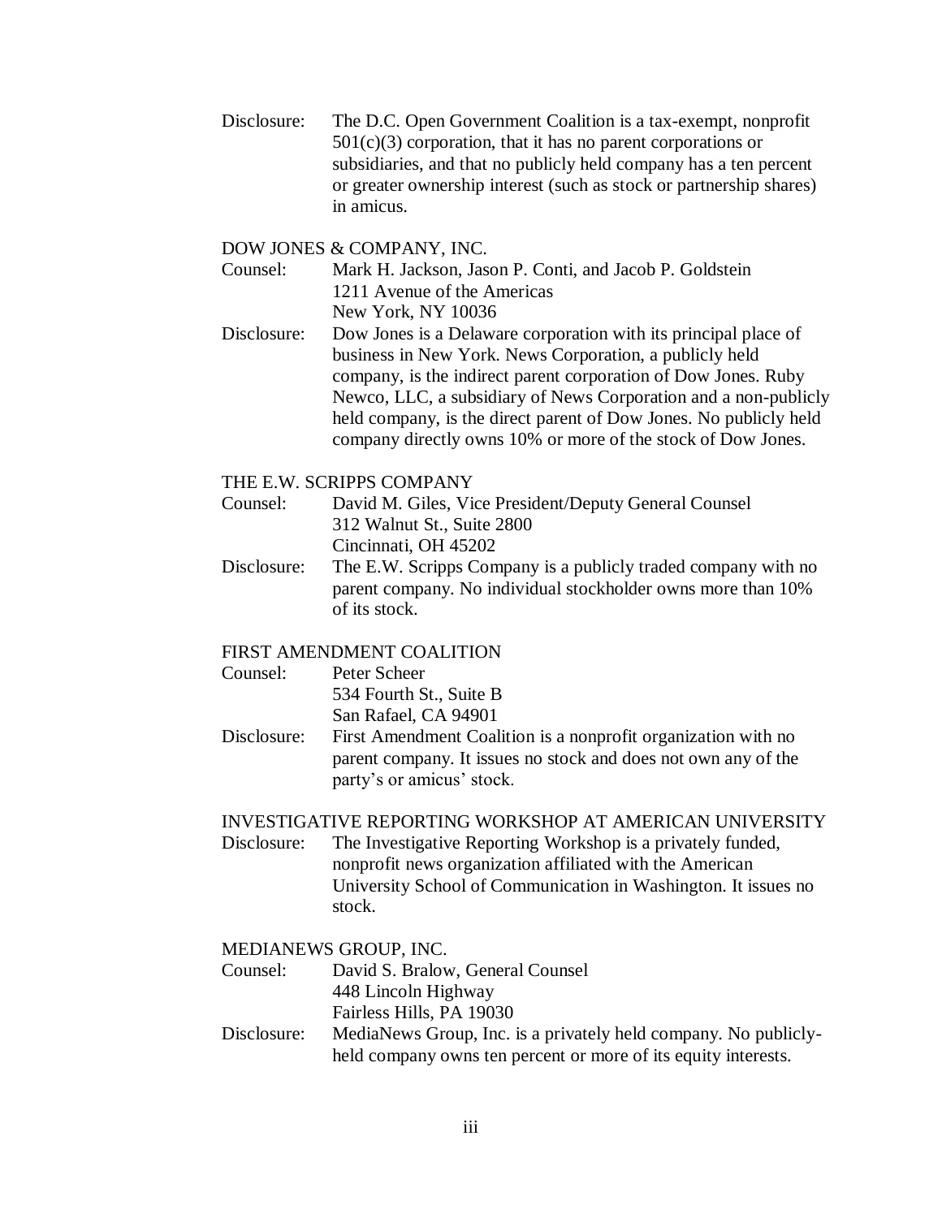Disclosure: The D.C. Open Government Coalition is a tax-exempt, nonprofit 501(c)(3) corporation, that it has no parent corporations or subsidiaries, and that no publicly held company has a ten percent or greater ownership interest (such as stock or partnership shares) in amicus.

DOW JONES & COMPANY, INC.

Counel: Mark H. Jackson, Jason P. Conti, and Jacob P. Goldstein
1211 Avenue of the Americas
New York, NY 10036

Disclosure: Dow Jones is a Delaware corporation with its principal place of business in New York. News Corporation, a publicly held company, is the indirect parent corporation of Dow Jones. Ruby Newco, LLC, a subsidiary of News Corporation and a non-publicly held company, is the direct parent of Dow Jones. No publicly held company directly owns 10% or more of the stock of Dow Jones.

THE E.W. SCRIPPS COMPANY

Counsel: David M. Giles, Vice President/Deputy General Counsel
312 Walnut St., Suite 2800
Cincinnati, OH 45202

Disclosure: The E.W. Scripps Company is a publicly traded company with no parent company. No individual stockholder owns more than 10% of its stock.

FIRST AMENDMENT COALITION

Counsel: Peter Scheer
534 Fourth St., Suite B
San Rafael, CA 94901

Disclosure: First Amendment Coalition is a nonprofit organization with no parent company. It issues no stock and does not own any of the party's or amicus' stock.

INVESTIGATIVE REPORTING WORKSHOP AT AMERICAN UNIVERSITY

Disclosure: The Investigative Reporting Workshop is a privately funded, nonprofit news organization affiliated with the American University School of Communication in Washington. It issues no stock.

MEDIANEWS GROUP, INC.

Counsel: David S. Bralow, General Counsel
448 Lincoln Highway
Fairless Hills, PA 19030

Disclosure: MediaNews Group, Inc. is a privately held company. No publicly-held company owns ten percent or more of its equity interests.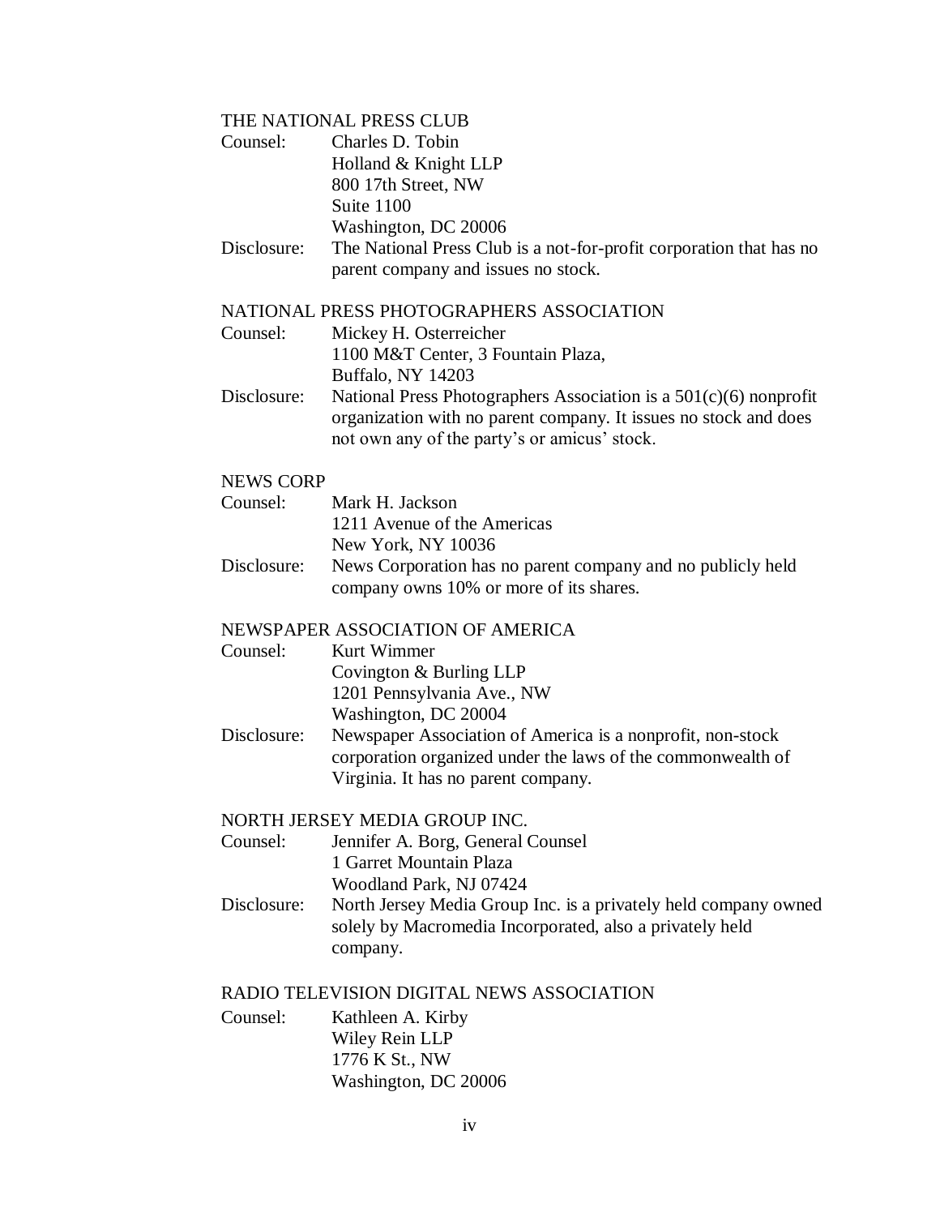THE NATIONAL PRESS CLUB

Counsel: Charles D. Tobin
Holland & Knight LLP
800 17th Street, NW
Suite 1100
Washington, DC 20006

Disclosure: The National Press Club is a not-for-profit corporation that has no parent company and issues no stock.

NATIONAL PRESS PHOTOGRAPHERS ASSOCIATION

Counsel: Mickey H. Osterreicher
1100 M&T Center, 3 Fountain Plaza,
Buffalo, NY 14203

Disclosure: National Press Photographers Association is a 501(c)(6) nonprofit organization with no parent company. It issues no stock and does not own any of the party's or amicus' stock.

NEWS CORP

Counsel: Mark H. Jackson
1211 Avenue of the Americas
New York, NY 10036

Disclosure: News Corporation has no parent company and no publicly held company owns 10% or more of its shares.

NEWSPAPER ASSOCIATION OF AMERICA

Counsel: Kurt Wimmer
Covington & Burling LLP
1201 Pennsylvania Ave., NW
Washington, DC 20004

Disclosure: Newspaper Association of America is a nonprofit, non-stock corporation organized under the laws of the commonwealth of Virginia. It has no parent company.

NORTH JERSEY MEDIA GROUP INC.

Counsel: Jennifer A. Borg, General Counsel
1 Garret Mountain Plaza
Woodland Park, NJ 07424

Disclosure: North Jersey Media Group Inc. is a privately held company owned solely by Macromedia Incorporated, also a privately held company.

RADIO TELEVISION DIGITAL NEWS ASSOCIATION

Counsel: Kathleen A. Kirby
Wiley Rein LLP
1776 K St., NW
Washington, DC 20006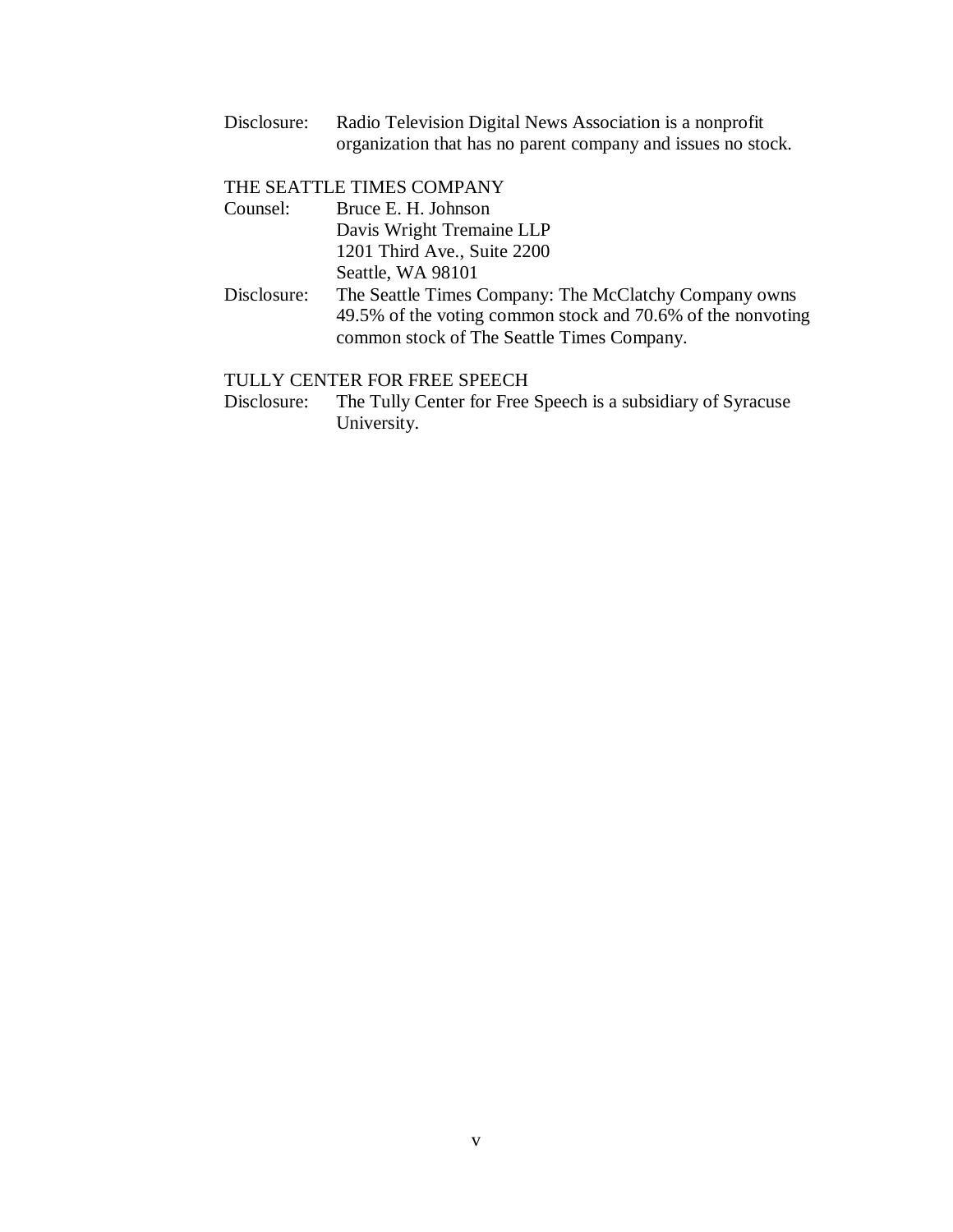Disclosure: Radio Television Digital News Association is a nonprofit organization that has no parent company and issues no stock.

THE SEATTLE TIMES COMPANY

Counsel: Bruce E. H. Johnson
Davis Wright Tremaine LLP
1201 Third Ave., Suite 2200
Seattle, WA 98101

Disclosure: The Seattle Times Company: The McClatchy Company owns 49.5% of the voting common stock and 70.6% of the nonvoting common stock of The Seattle Times Company.

TULLY CENTER FOR FREE SPEECH

Disclosure: The Tully Center for Free Speech is a subsidiary of Syracuse University.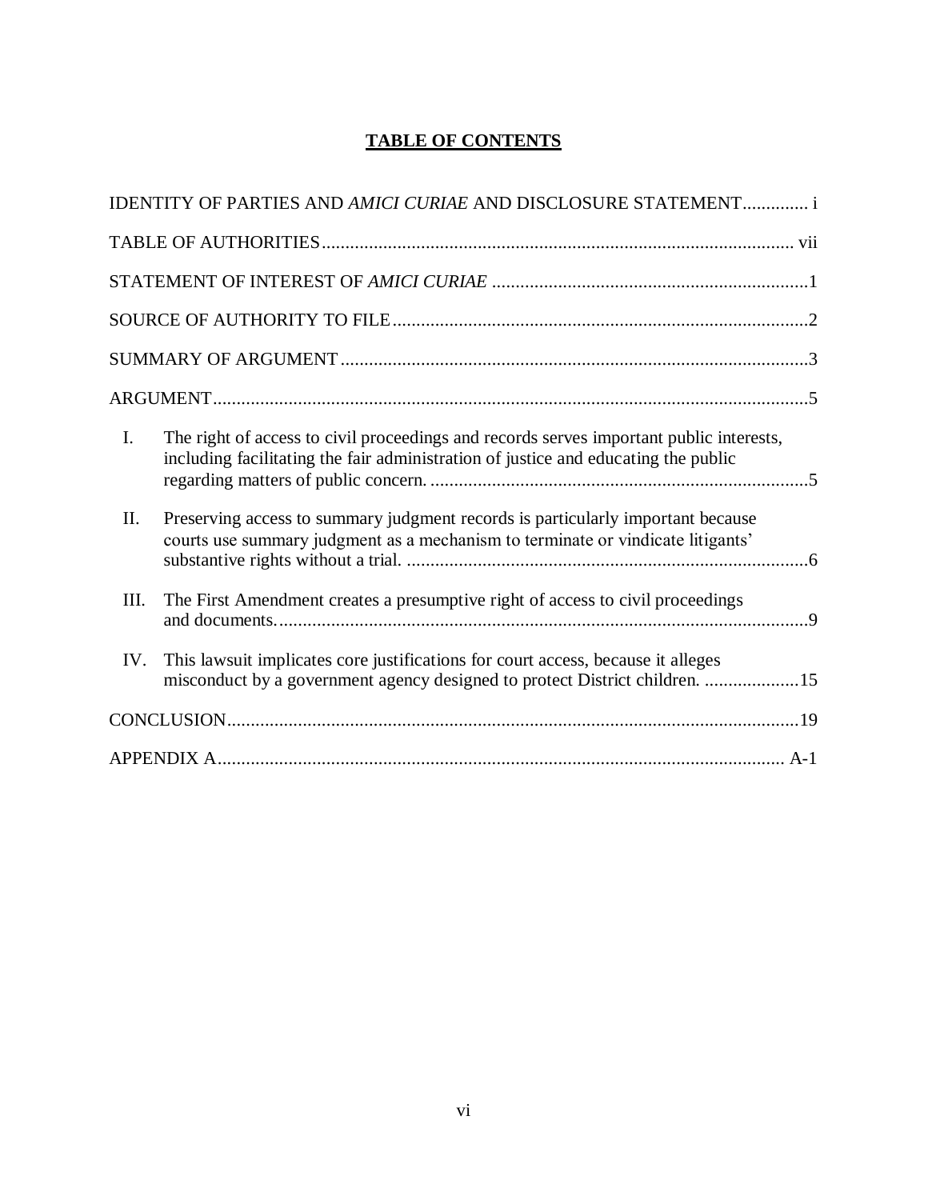# TABLE OF CONTENTS

IDENTITY OF PARTIES AND *AMICI CURIAE* AND DISCLOSURE STATEMENT............. i

TABLE OF AUTHORITIES.................................................................................................... vii

STATEMENT OF INTEREST OF *AMICI CURIAE* ..................................................................1

SOURCE OF AUTHORITY TO FILE........................................................................................2

SUMMARY OF ARGUMENT...................................................................................................3

ARGUMENT..............................................................................................................................5

I. The right of access to civil proceedings and records serves important public interests, including facilitating the fair administration of justice and educating the public regarding matters of public concern. ................................................................................5

II. Preserving access to summary judgment records is particularly important because courts use summary judgment as a mechanism to terminate or vindicate litigants' substantive rights without a trial. .....................................................................................6

III. The First Amendment creates a presumptive right of access to civil proceedings and documents.................................................................................................................9

IV. This lawsuit implicates core justifications for court access, because it alleges misconduct by a government agency designed to protect District children. ....................15

CONCLUSION........................................................................................................................19

APPENDIX A........................................................................................................................ A-1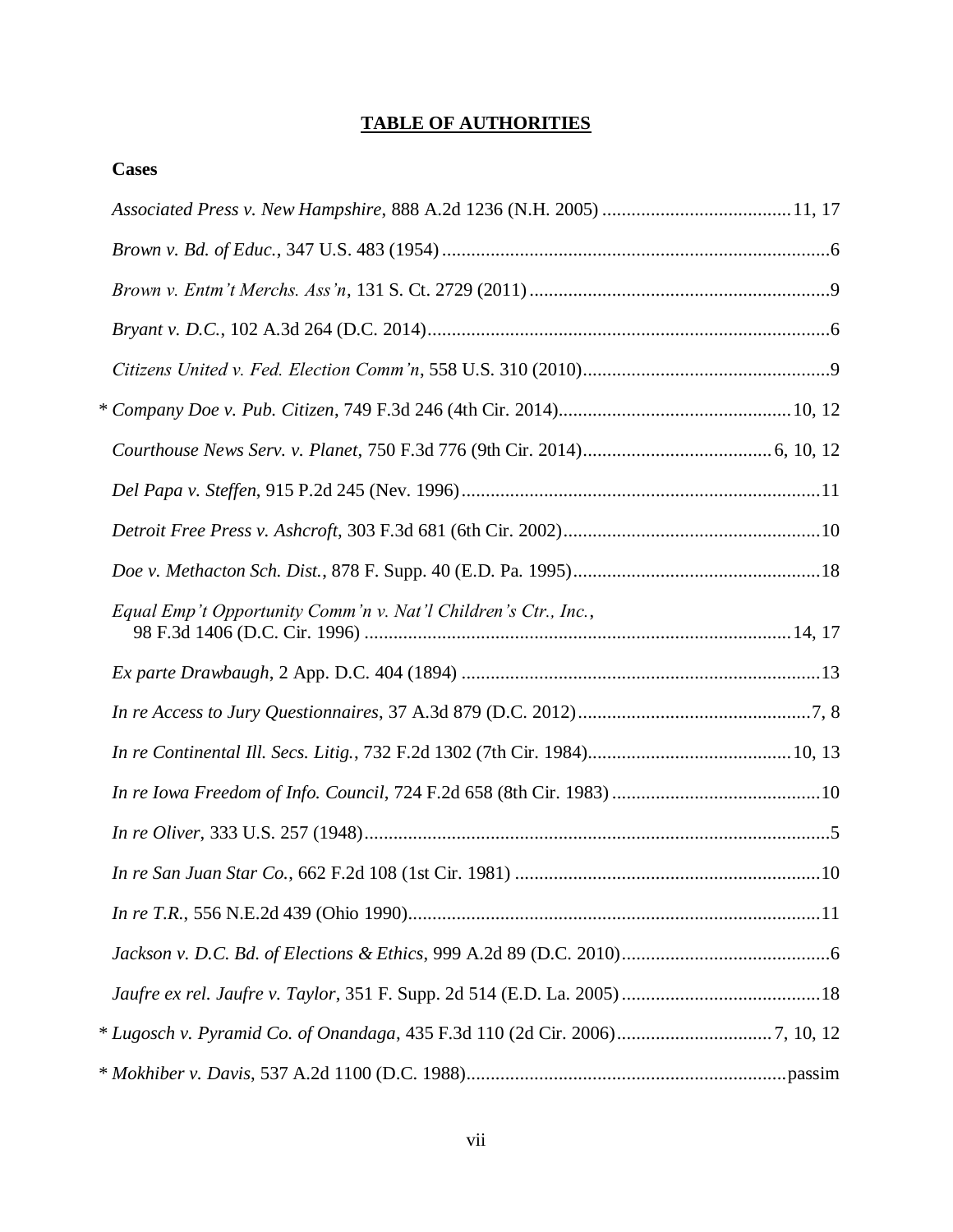## TABLE OF AUTHORITIES

### Cases

*Associated Press v. New Hampshire*, 888 A.2d 1236 (N.H. 2005) ....................................... 11, 17

*Brown v. Bd. of Educ.*, 347 U.S. 483 (1954) ................................................................................ 6

*Brown v. Entm't Merchs. Ass'n*, 131 S. Ct. 2729 (2011) .............................................................. 9

*Bryant v. D.C.*, 102 A.3d 264 (D.C. 2014) ................................................................................... 6

*Citizens United v. Fed. Election Comm'n*, 558 U.S. 310 (2010) ................................................... 9

\* *Company Doe v. Pub. Citizen*, 749 F.3d 246 (4th Cir. 2014) ................................................ 10, 12

*Courthouse News Serv. v. Planet*, 750 F.3d 776 (9th Cir. 2014) ....................................... 6, 10, 12

*Del Papa v. Steffen*, 915 P.2d 245 (Nev. 1996) .......................................................................... 11

*Detroit Free Press v. Ashcroft*, 303 F.3d 681 (6th Cir. 2002) ..................................................... 10

*Doe v. Methacton Sch. Dist.*, 878 F. Supp. 40 (E.D. Pa. 1995) ................................................... 18

*Equal Emp't Opportunity Comm'n v. Nat'l Children's Ctr., Inc.*, 98 F.3d 1406 (D.C. Cir. 1996) ....................................................................................... 14, 17

*Ex parte Drawbaugh*, 2 App. D.C. 404 (1894) .......................................................................... 13

*In re Access to Jury Questionnaires*, 37 A.3d 879 (D.C. 2012) ................................................ 7, 8

*In re Continental Ill. Secs. Litig.*, 732 F.2d 1302 (7th Cir. 1984) .......................................... 10, 13

*In re Iowa Freedom of Info. Council*, 724 F.2d 658 (8th Cir. 1983) ........................................... 10

*In re Oliver*, 333 U.S. 257 (1948) ................................................................................................ 5

*In re San Juan Star Co.*, 662 F.2d 108 (1st Cir. 1981) ............................................................... 10

*In re T.R.*, 556 N.E.2d 439 (Ohio 1990) ..................................................................................... 11

*Jackson v. D.C. Bd. of Elections & Ethics*, 999 A.2d 89 (D.C. 2010) ........................................... 6

*Jaufre ex rel. Jaufre v. Taylor*, 351 F. Supp. 2d 514 (E.D. La. 2005) ......................................... 18

\* *Lugosch v. Pyramid Co. of Onandaga*, 435 F.3d 110 (2d Cir. 2006) ................................ 7, 10, 12

\* *Mokhiber v. Davis*, 537 A.2d 1100 (D.C. 1988) .................................................................. passim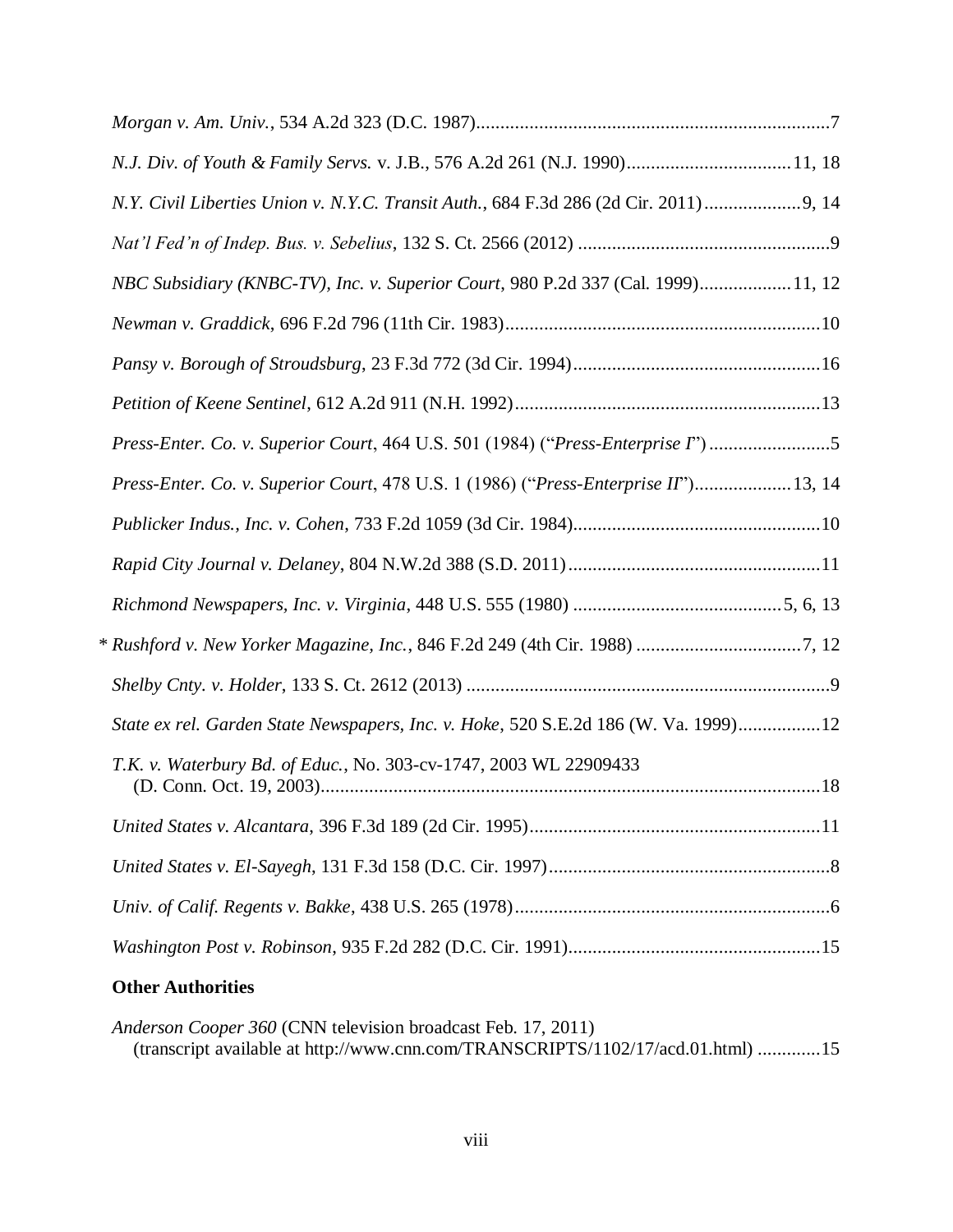*Morgan v. Am. Univ.*, 534 A.2d 323 (D.C. 1987)..........................................................................7

*N.J. Div. of Youth & Family Servs.* v. J.B., 576 A.2d 261 (N.J. 1990)..................................11, 18

*N.Y. Civil Liberties Union v. N.Y.C. Transit Auth.*, 684 F.3d 286 (2d Cir. 2011)....................9, 14

*Nat'l Fed'n of Indep. Bus. v. Sebelius*, 132 S. Ct. 2566 (2012) ....................................................9

*NBC Subsidiary (KNBC-TV), Inc. v. Superior Court*, 980 P.2d 337 (Cal. 1999)...................11, 12

*Newman v. Graddick*, 696 F.2d 796 (11th Cir. 1983).................................................................10

*Pansy v. Borough of Stroudsburg*, 23 F.3d 772 (3d Cir. 1994)...................................................16

*Petition of Keene Sentinel*, 612 A.2d 911 (N.H. 1992)...............................................................13

*Press-Enter. Co. v. Superior Court*, 464 U.S. 501 (1984) ("*Press-Enterprise I*") .........................5

*Press-Enter. Co. v. Superior Court*, 478 U.S. 1 (1986) ("*Press-Enterprise II*")....................13, 14

*Publicker Indus., Inc. v. Cohen*, 733 F.2d 1059 (3d Cir. 1984)...................................................10

*Rapid City Journal v. Delaney*, 804 N.W.2d 388 (S.D. 2011)....................................................11

*Richmond Newspapers, Inc. v. Virginia*, 448 U.S. 555 (1980) ...........................................5, 6, 13

\* *Rushford v. New Yorker Magazine, Inc.*, 846 F.2d 249 (4th Cir. 1988) ..................................7, 12

*Shelby Cnty. v. Holder*, 133 S. Ct. 2612 (2013) ............................................................................9

*State ex rel. Garden State Newspapers, Inc. v. Hoke*, 520 S.E.2d 186 (W. Va. 1999).................12

*T.K. v. Waterbury Bd. of Educ.*, No. 303-cv-1747, 2003 WL 22909433 (D. Conn. Oct. 19, 2003).......................................................................................................18

*United States v. Alcantara*, 396 F.3d 189 (2d Cir. 1995)............................................................11

*United States v. El-Sayegh*, 131 F.3d 158 (D.C. Cir. 1997)..........................................................8

*Univ. of Calif. Regents v. Bakke*, 438 U.S. 265 (1978).................................................................6

*Washington Post v. Robinson*, 935 F.2d 282 (D.C. Cir. 1991)....................................................15

**Other Authorities**

*Anderson Cooper 360* (CNN television broadcast Feb. 17, 2011) (transcript available at http://www.cnn.com/TRANSCRIPTS/1102/17/acd.01.html) .............15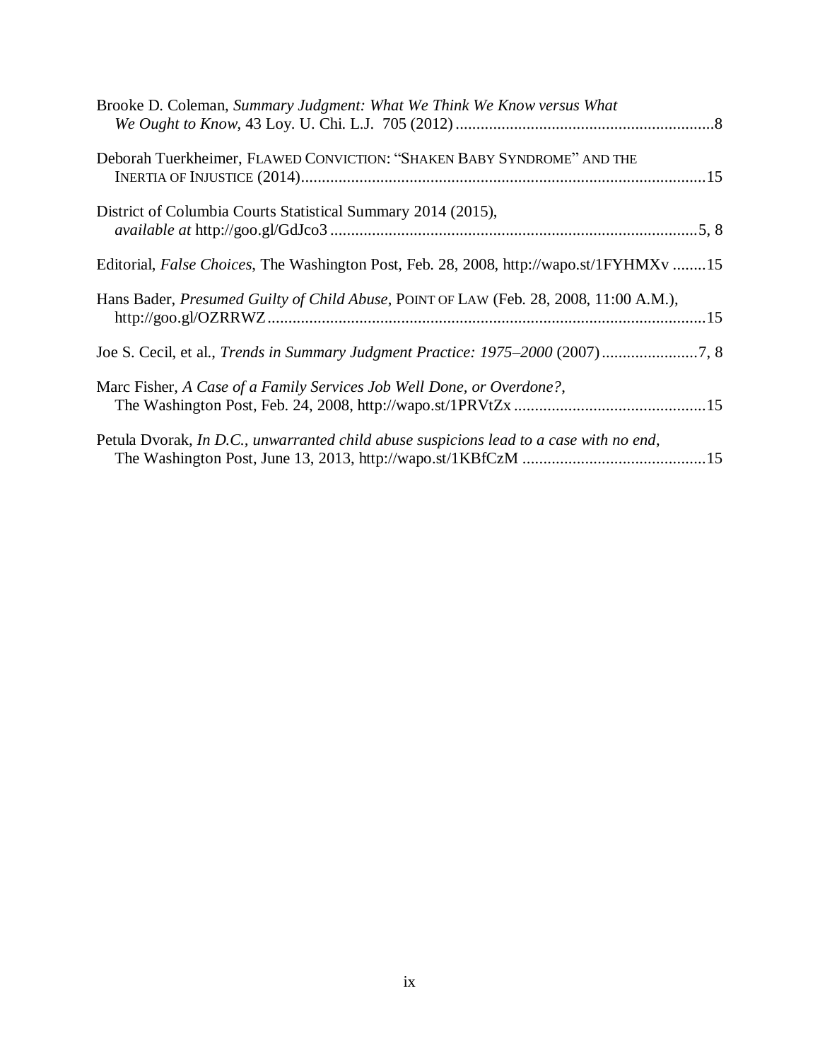Brooke D. Coleman, *Summary Judgment: What We Think We Know versus What We Ought to Know*, 43 Loy. U. Chi. L.J. 705 (2012) ..............................................................8

Deborah Tuerkheimer, FLAWED CONVICTION: "SHAKEN BABY SYNDROME" AND THE INERTIA OF INJUSTICE (2014)................................................................................................15

District of Columbia Courts Statistical Summary 2014 (2015), *available at* http://goo.gl/GdJco3 .......................................................................................5, 8

Editorial, *False Choices*, The Washington Post, Feb. 28, 2008, http://wapo.st/1FYHMXv ........15

Hans Bader, *Presumed Guilty of Child Abuse*, POINT OF LAW (Feb. 28, 2008, 11:00 A.M.), http://goo.gl/OZRRWZ........................................................................................................15

Joe S. Cecil, et al., *Trends in Summary Judgment Practice: 1975–2000* (2007).......................7, 8

Marc Fisher, *A Case of a Family Services Job Well Done, or Overdone?*, The Washington Post, Feb. 24, 2008, http://wapo.st/1PRVtZx .............................................15

Petula Dvorak, *In D.C., unwarranted child abuse suspicions lead to a case with no end*, The Washington Post, June 13, 2013, http://wapo.st/1KBfCzM ............................................15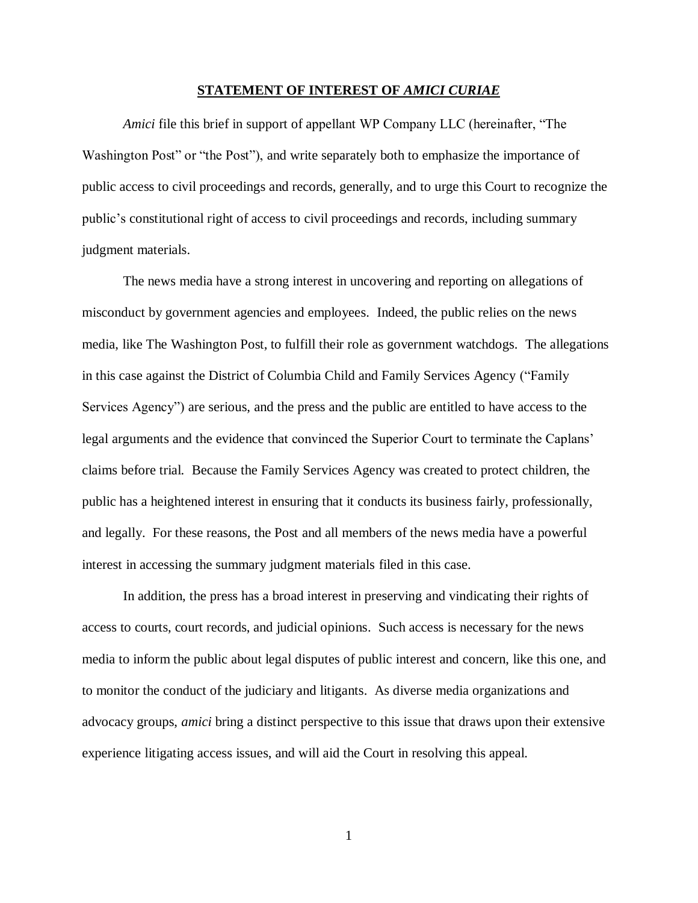## STATEMENT OF INTEREST OF *AMICI CURIAE*

*Amici* file this brief in support of appellant WP Company LLC (hereinafter, "The Washington Post" or "the Post"), and write separately both to emphasize the importance of public access to civil proceedings and records, generally, and to urge this Court to recognize the public's constitutional right of access to civil proceedings and records, including summary judgment materials.

The news media have a strong interest in uncovering and reporting on allegations of misconduct by government agencies and employees. Indeed, the public relies on the news media, like The Washington Post, to fulfill their role as government watchdogs. The allegations in this case against the District of Columbia Child and Family Services Agency ("Family Services Agency") are serious, and the press and the public are entitled to have access to the legal arguments and the evidence that convinced the Superior Court to terminate the Caplans' claims before trial. Because the Family Services Agency was created to protect children, the public has a heightened interest in ensuring that it conducts its business fairly, professionally, and legally. For these reasons, the Post and all members of the news media have a powerful interest in accessing the summary judgment materials filed in this case.

In addition, the press has a broad interest in preserving and vindicating their rights of access to courts, court records, and judicial opinions. Such access is necessary for the news media to inform the public about legal disputes of public interest and concern, like this one, and to monitor the conduct of the judiciary and litigants. As diverse media organizations and advocacy groups, *amici* bring a distinct perspective to this issue that draws upon their extensive experience litigating access issues, and will aid the Court in resolving this appeal.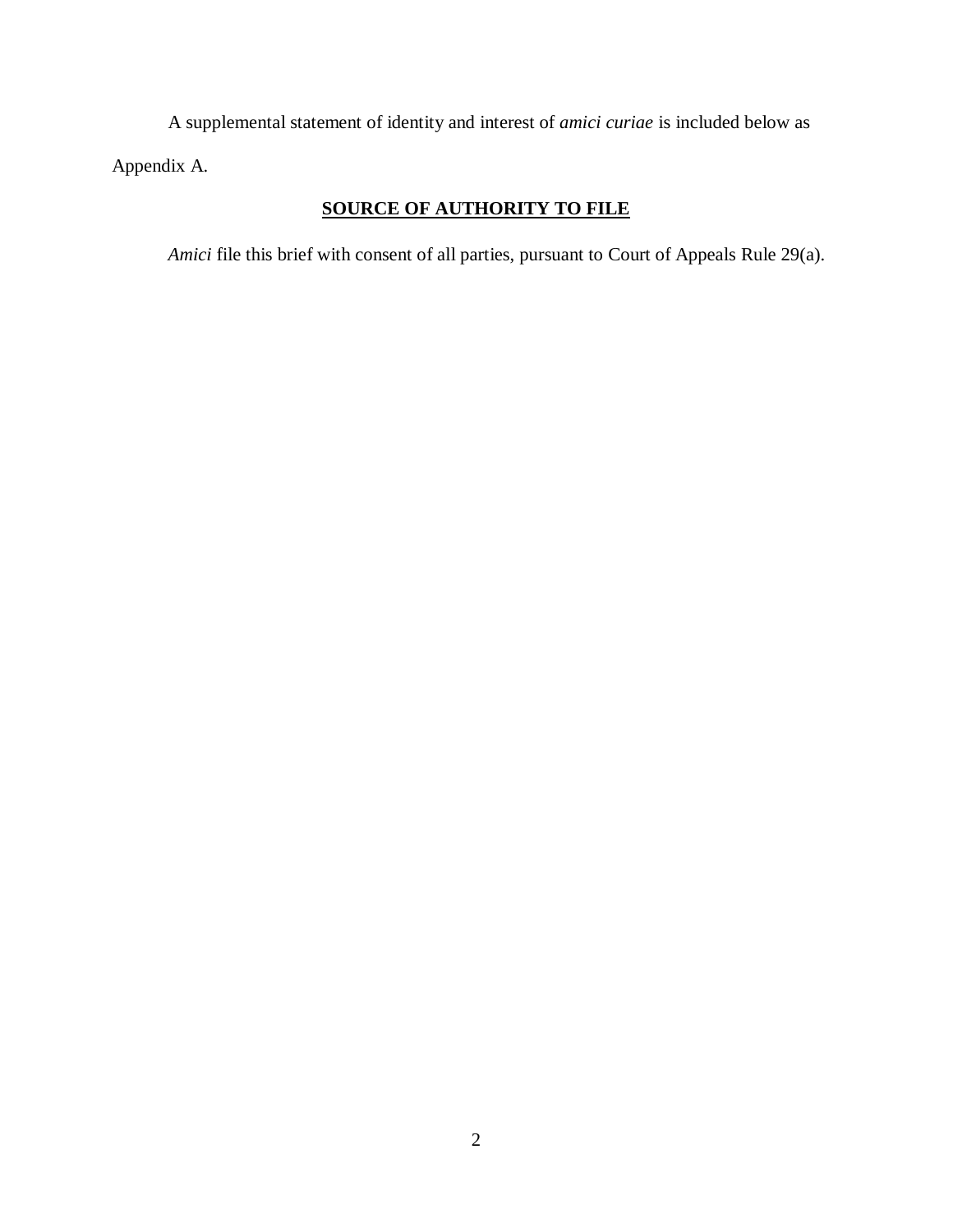A supplemental statement of identity and interest of *amici curiae* is included below as Appendix A.

## SOURCE OF AUTHORITY TO FILE

*Amici* file this brief with consent of all parties, pursuant to Court of Appeals Rule 29(a).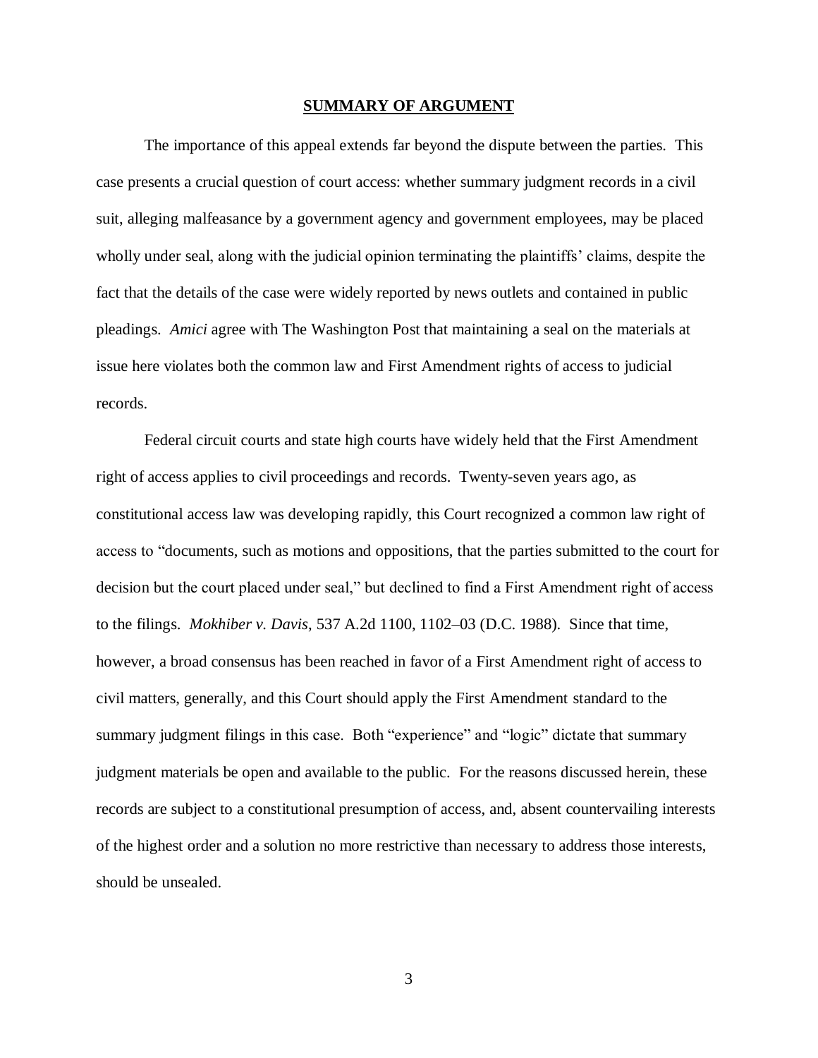## **SUMMARY OF ARGUMENT**

The importance of this appeal extends far beyond the dispute between the parties. This case presents a crucial question of court access: whether summary judgment records in a civil suit, alleging malfeasance by a government agency and government employees, may be placed wholly under seal, along with the judicial opinion terminating the plaintiffs' claims, despite the fact that the details of the case were widely reported by news outlets and contained in public pleadings. *Amici* agree with The Washington Post that maintaining a seal on the materials at issue here violates both the common law and First Amendment rights of access to judicial records.

Federal circuit courts and state high courts have widely held that the First Amendment right of access applies to civil proceedings and records. Twenty-seven years ago, as constitutional access law was developing rapidly, this Court recognized a common law right of access to "documents, such as motions and oppositions, that the parties submitted to the court for decision but the court placed under seal," but declined to find a First Amendment right of access to the filings. *Mokhiber v. Davis*, 537 A.2d 1100, 1102–03 (D.C. 1988). Since that time, however, a broad consensus has been reached in favor of a First Amendment right of access to civil matters, generally, and this Court should apply the First Amendment standard to the summary judgment filings in this case. Both "experience" and "logic" dictate that summary judgment materials be open and available to the public. For the reasons discussed herein, these records are subject to a constitutional presumption of access, and, absent countervailing interests of the highest order and a solution no more restrictive than necessary to address those interests, should be unsealed.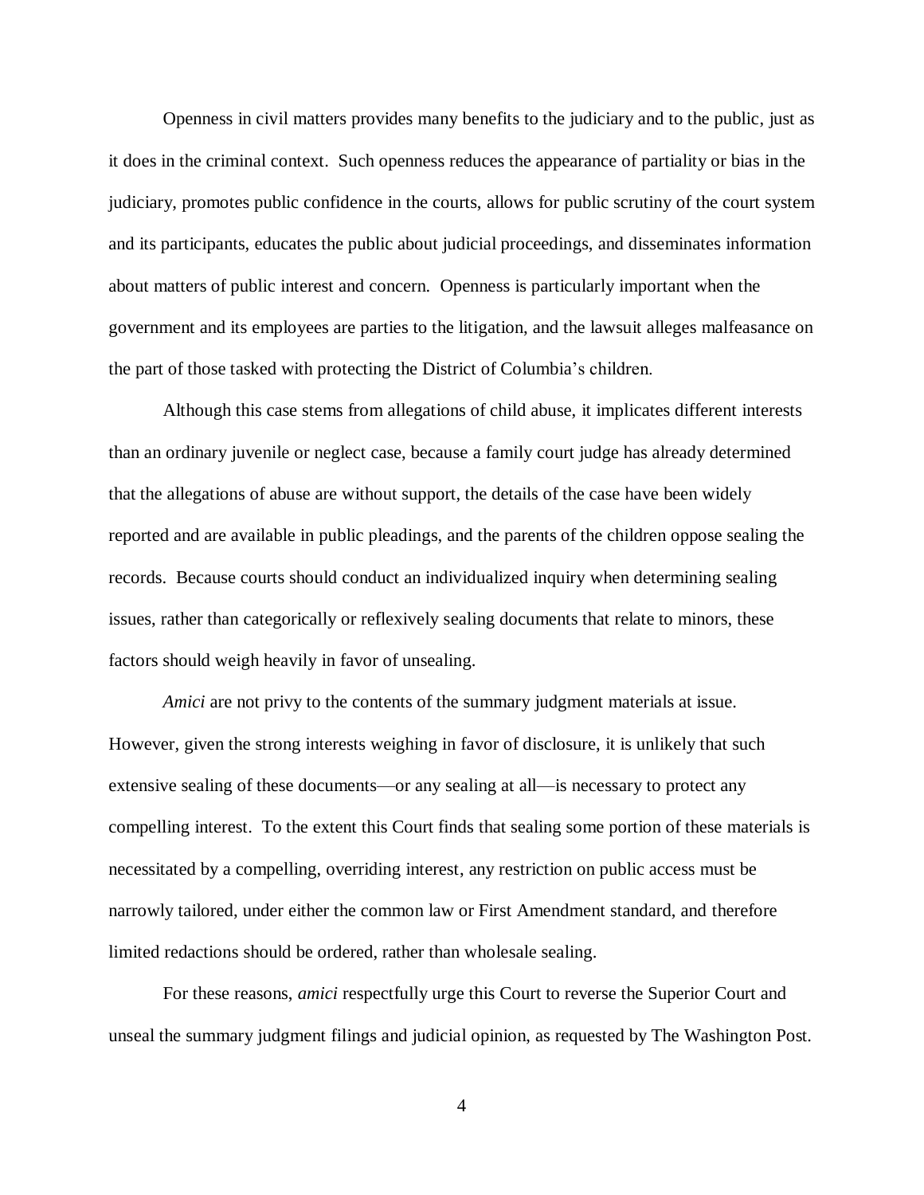Openness in civil matters provides many benefits to the judiciary and to the public, just as it does in the criminal context. Such openness reduces the appearance of partiality or bias in the judiciary, promotes public confidence in the courts, allows for public scrutiny of the court system and its participants, educates the public about judicial proceedings, and disseminates information about matters of public interest and concern. Openness is particularly important when the government and its employees are parties to the litigation, and the lawsuit alleges malfeasance on the part of those tasked with protecting the District of Columbia's children.

Although this case stems from allegations of child abuse, it implicates different interests than an ordinary juvenile or neglect case, because a family court judge has already determined that the allegations of abuse are without support, the details of the case have been widely reported and are available in public pleadings, and the parents of the children oppose sealing the records. Because courts should conduct an individualized inquiry when determining sealing issues, rather than categorically or reflexively sealing documents that relate to minors, these factors should weigh heavily in favor of unsealing.

*Amici* are not privy to the contents of the summary judgment materials at issue. However, given the strong interests weighing in favor of disclosure, it is unlikely that such extensive sealing of these documents—or any sealing at all—is necessary to protect any compelling interest. To the extent this Court finds that sealing some portion of these materials is necessitated by a compelling, overriding interest, any restriction on public access must be narrowly tailored, under either the common law or First Amendment standard, and therefore limited redactions should be ordered, rather than wholesale sealing.

For these reasons, *amici* respectfully urge this Court to reverse the Superior Court and unseal the summary judgment filings and judicial opinion, as requested by The Washington Post.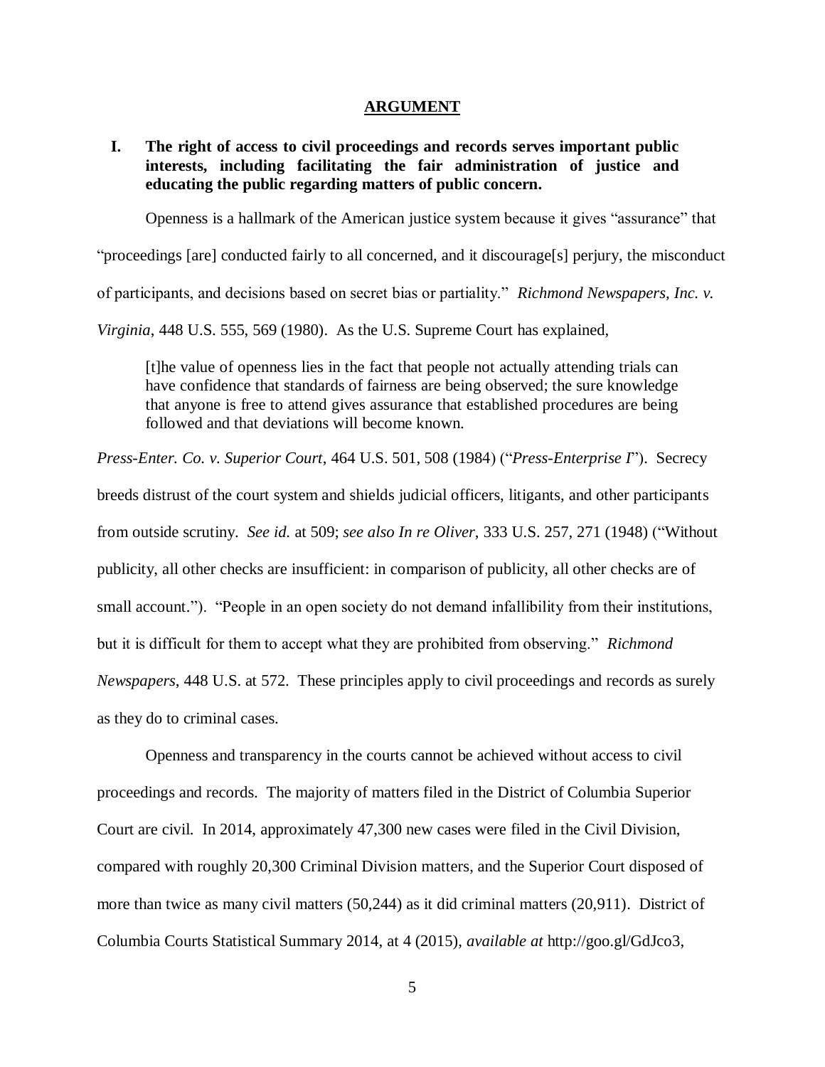## ARGUMENT

**I. The right of access to civil proceedings and records serves important public interests, including facilitating the fair administration of justice and educating the public regarding matters of public concern.**

Openness is a hallmark of the American justice system because it gives "assurance" that "proceedings [are] conducted fairly to all concerned, and it discourage[s] perjury, the misconduct of participants, and decisions based on secret bias or partiality." *Richmond Newspapers, Inc. v. Virginia*, 448 U.S. 555, 569 (1980). As the U.S. Supreme Court has explained,

> [t]he value of openness lies in the fact that people not actually attending trials can have confidence that standards of fairness are being observed; the sure knowledge that anyone is free to attend gives assurance that established procedures are being followed and that deviations will become known.

*Press-Enter. Co. v. Superior Court*, 464 U.S. 501, 508 (1984) ("*Press-Enterprise I*"). Secrecy breeds distrust of the court system and shields judicial officers, litigants, and other participants from outside scrutiny. *See id.* at 509; *see also In re Oliver*, 333 U.S. 257, 271 (1948) ("Without publicity, all other checks are insufficient: in comparison of publicity, all other checks are of small account."). "People in an open society do not demand infallibility from their institutions, but it is difficult for them to accept what they are prohibited from observing." *Richmond Newspapers*, 448 U.S. at 572. These principles apply to civil proceedings and records as surely as they do to criminal cases.

Openness and transparency in the courts cannot be achieved without access to civil proceedings and records. The majority of matters filed in the District of Columbia Superior Court are civil. In 2014, approximately 47,300 new cases were filed in the Civil Division, compared with roughly 20,300 Criminal Division matters, and the Superior Court disposed of more than twice as many civil matters (50,244) as it did criminal matters (20,911). District of Columbia Courts Statistical Summary 2014, at 4 (2015), *available at* http://goo.gl/GdJco3,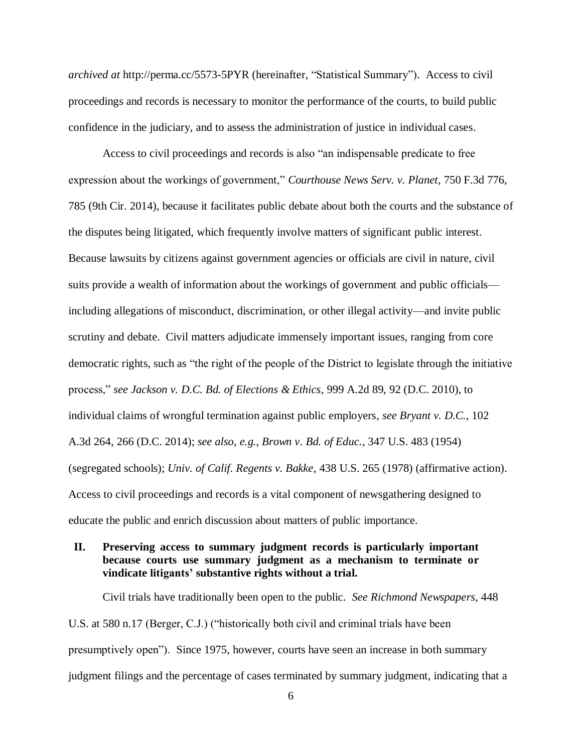*archived at* http://perma.cc/5573-5PYR (hereinafter, "Statistical Summary"). Access to civil proceedings and records is necessary to monitor the performance of the courts, to build public confidence in the judiciary, and to assess the administration of justice in individual cases.

Access to civil proceedings and records is also "an indispensable predicate to free expression about the workings of government," *Courthouse News Serv. v. Planet*, 750 F.3d 776, 785 (9th Cir. 2014), because it facilitates public debate about both the courts and the substance of the disputes being litigated, which frequently involve matters of significant public interest. Because lawsuits by citizens against government agencies or officials are civil in nature, civil suits provide a wealth of information about the workings of government and public officials—including allegations of misconduct, discrimination, or other illegal activity—and invite public scrutiny and debate. Civil matters adjudicate immensely important issues, ranging from core democratic rights, such as "the right of the people of the District to legislate through the initiative process," *see Jackson v. D.C. Bd. of Elections & Ethics*, 999 A.2d 89, 92 (D.C. 2010), to individual claims of wrongful termination against public employers, *see Bryant v. D.C.*, 102 A.3d 264, 266 (D.C. 2014); *see also, e.g.*, *Brown v. Bd. of Educ.*, 347 U.S. 483 (1954) (segregated schools); *Univ. of Calif. Regents v. Bakke*, 438 U.S. 265 (1978) (affirmative action). Access to civil proceedings and records is a vital component of newsgathering designed to educate the public and enrich discussion about matters of public importance.

## II. Preserving access to summary judgment records is particularly important because courts use summary judgment as a mechanism to terminate or vindicate litigants' substantive rights without a trial.

Civil trials have traditionally been open to the public. *See Richmond Newspapers*, 448 U.S. at 580 n.17 (Berger, C.J.) ("historically both civil and criminal trials have been presumptively open"). Since 1975, however, courts have seen an increase in both summary judgment filings and the percentage of cases terminated by summary judgment, indicating that a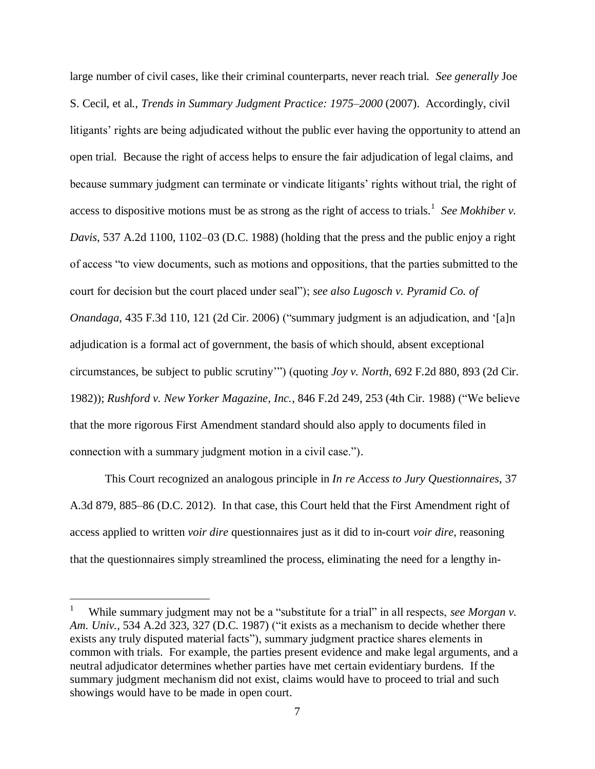large number of civil cases, like their criminal counterparts, never reach trial. *See generally* Joe S. Cecil, et al., *Trends in Summary Judgment Practice: 1975–2000* (2007). Accordingly, civil litigants' rights are being adjudicated without the public ever having the opportunity to attend an open trial. Because the right of access helps to ensure the fair adjudication of legal claims, and because summary judgment can terminate or vindicate litigants' rights without trial, the right of access to dispositive motions must be as strong as the right of access to trials.[1] *See Mokhiber v. Davis*, 537 A.2d 1100, 1102–03 (D.C. 1988) (holding that the press and the public enjoy a right of access "to view documents, such as motions and oppositions, that the parties submitted to the court for decision but the court placed under seal"); *see also Lugosch v. Pyramid Co. of Onandaga*, 435 F.3d 110, 121 (2d Cir. 2006) ("summary judgment is an adjudication, and '[a]n adjudication is a formal act of government, the basis of which should, absent exceptional circumstances, be subject to public scrutiny'") (quoting *Joy v. North*, 692 F.2d 880, 893 (2d Cir. 1982)); *Rushford v. New Yorker Magazine, Inc.*, 846 F.2d 249, 253 (4th Cir. 1988) ("We believe that the more rigorous First Amendment standard should also apply to documents filed in connection with a summary judgment motion in a civil case.").

This Court recognized an analogous principle in *In re Access to Jury Questionnaires*, 37 A.3d 879, 885–86 (D.C. 2012). In that case, this Court held that the First Amendment right of access applied to written *voir dire* questionnaires just as it did to in-court *voir dire*, reasoning that the questionnaires simply streamlined the process, eliminating the need for a lengthy in-

[1] While summary judgment may not be a "substitute for a trial" in all respects, *see Morgan v. Am. Univ.*, 534 A.2d 323, 327 (D.C. 1987) ("it exists as a mechanism to decide whether there exists any truly disputed material facts"), summary judgment practice shares elements in common with trials. For example, the parties present evidence and make legal arguments, and a neutral adjudicator determines whether parties have met certain evidentiary burdens. If the summary judgment mechanism did not exist, claims would have to proceed to trial and such showings would have to be made in open court.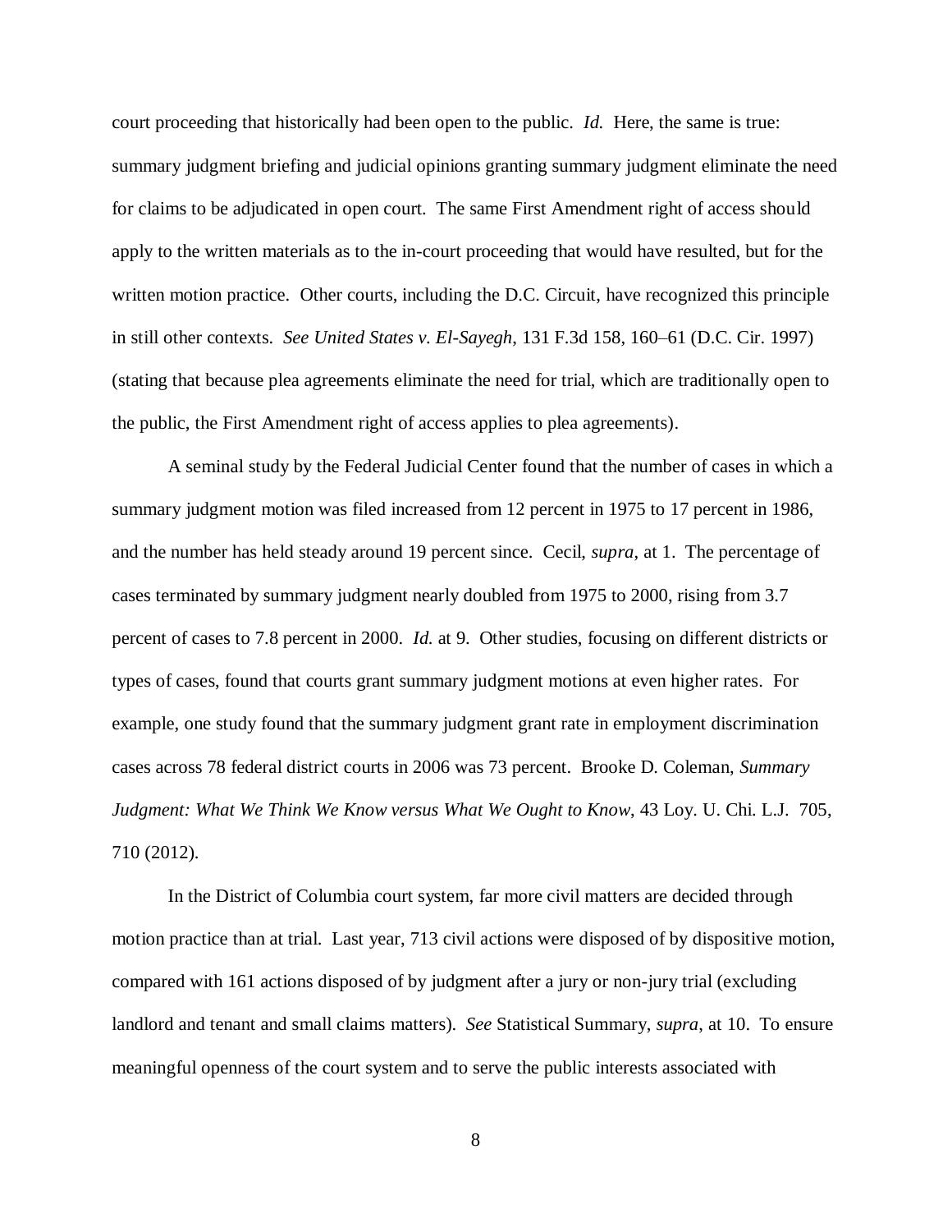court proceeding that historically had been open to the public. *Id.* Here, the same is true: summary judgment briefing and judicial opinions granting summary judgment eliminate the need for claims to be adjudicated in open court. The same First Amendment right of access should apply to the written materials as to the in-court proceeding that would have resulted, but for the written motion practice. Other courts, including the D.C. Circuit, have recognized this principle in still other contexts. *See United States v. El-Sayegh*, 131 F.3d 158, 160–61 (D.C. Cir. 1997) (stating that because plea agreements eliminate the need for trial, which are traditionally open to the public, the First Amendment right of access applies to plea agreements).

A seminal study by the Federal Judicial Center found that the number of cases in which a summary judgment motion was filed increased from 12 percent in 1975 to 17 percent in 1986, and the number has held steady around 19 percent since. Cecil, *supra*, at 1. The percentage of cases terminated by summary judgment nearly doubled from 1975 to 2000, rising from 3.7 percent of cases to 7.8 percent in 2000. *Id.* at 9. Other studies, focusing on different districts or types of cases, found that courts grant summary judgment motions at even higher rates. For example, one study found that the summary judgment grant rate in employment discrimination cases across 78 federal district courts in 2006 was 73 percent. Brooke D. Coleman, *Summary Judgment: What We Think We Know versus What We Ought to Know*, 43 Loy. U. Chi. L.J. 705, 710 (2012).

In the District of Columbia court system, far more civil matters are decided through motion practice than at trial. Last year, 713 civil actions were disposed of by dispositive motion, compared with 161 actions disposed of by judgment after a jury or non-jury trial (excluding landlord and tenant and small claims matters). *See* Statistical Summary, *supra*, at 10. To ensure meaningful openness of the court system and to serve the public interests associated with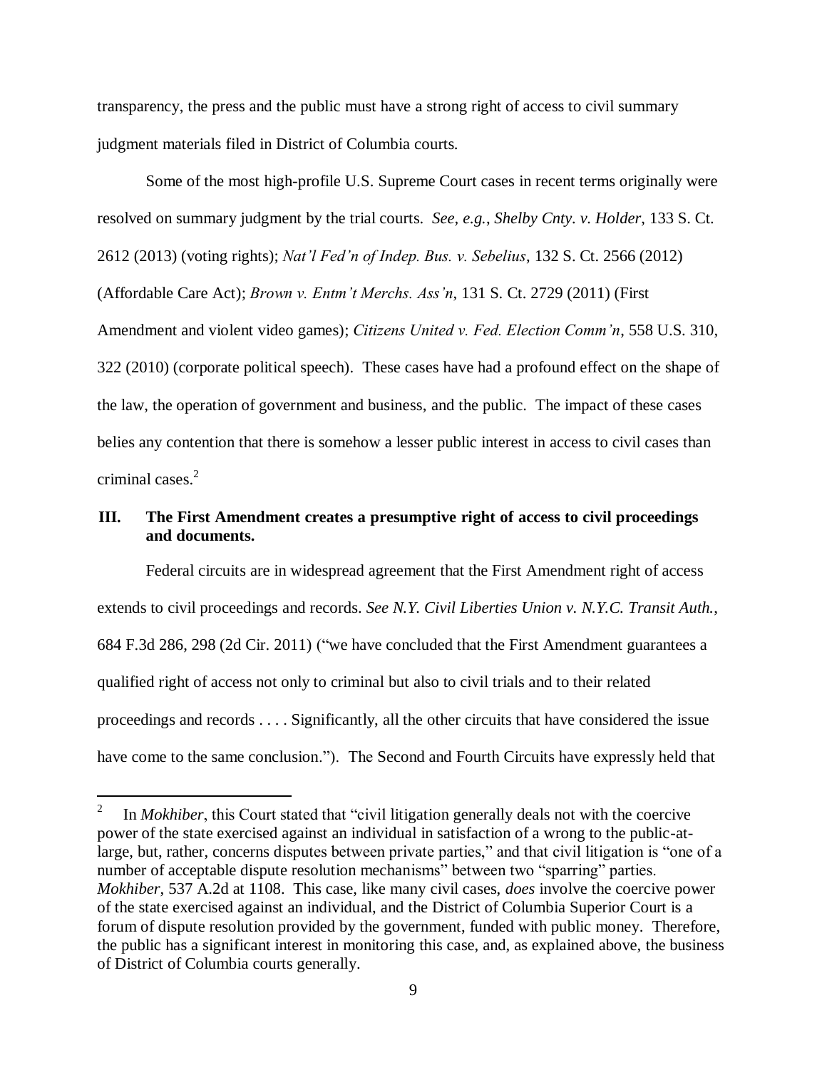transparency, the press and the public must have a strong right of access to civil summary judgment materials filed in District of Columbia courts.

Some of the most high-profile U.S. Supreme Court cases in recent terms originally were resolved on summary judgment by the trial courts. *See, e.g.*, *Shelby Cnty. v. Holder*, 133 S. Ct. 2612 (2013) (voting rights); *Nat'l Fed'n of Indep. Bus. v. Sebelius*, 132 S. Ct. 2566 (2012) (Affordable Care Act); *Brown v. Entm't Merchs. Ass'n*, 131 S. Ct. 2729 (2011) (First Amendment and violent video games); *Citizens United v. Fed. Election Comm'n*, 558 U.S. 310, 322 (2010) (corporate political speech). These cases have had a profound effect on the shape of the law, the operation of government and business, and the public. The impact of these cases belies any contention that there is somehow a lesser public interest in access to civil cases than criminal cases.[2]

### III. The First Amendment creates a presumptive right of access to civil proceedings and documents.

Federal circuits are in widespread agreement that the First Amendment right of access extends to civil proceedings and records. *See N.Y. Civil Liberties Union v. N.Y.C. Transit Auth.*, 684 F.3d 286, 298 (2d Cir. 2011) ("we have concluded that the First Amendment guarantees a qualified right of access not only to criminal but also to civil trials and to their related proceedings and records . . . . Significantly, all the other circuits that have considered the issue have come to the same conclusion."). The Second and Fourth Circuits have expressly held that

---

[2] In *Mokhiber*, this Court stated that "civil litigation generally deals not with the coercive power of the state exercised against an individual in satisfaction of a wrong to the public-at-large, but, rather, concerns disputes between private parties," and that civil litigation is "one of a number of acceptable dispute resolution mechanisms" between two "sparring" parties. *Mokhiber*, 537 A.2d at 1108. This case, like many civil cases, *does* involve the coercive power of the state exercised against an individual, and the District of Columbia Superior Court is a forum of dispute resolution provided by the government, funded with public money. Therefore, the public has a significant interest in monitoring this case, and, as explained above, the business of District of Columbia courts generally.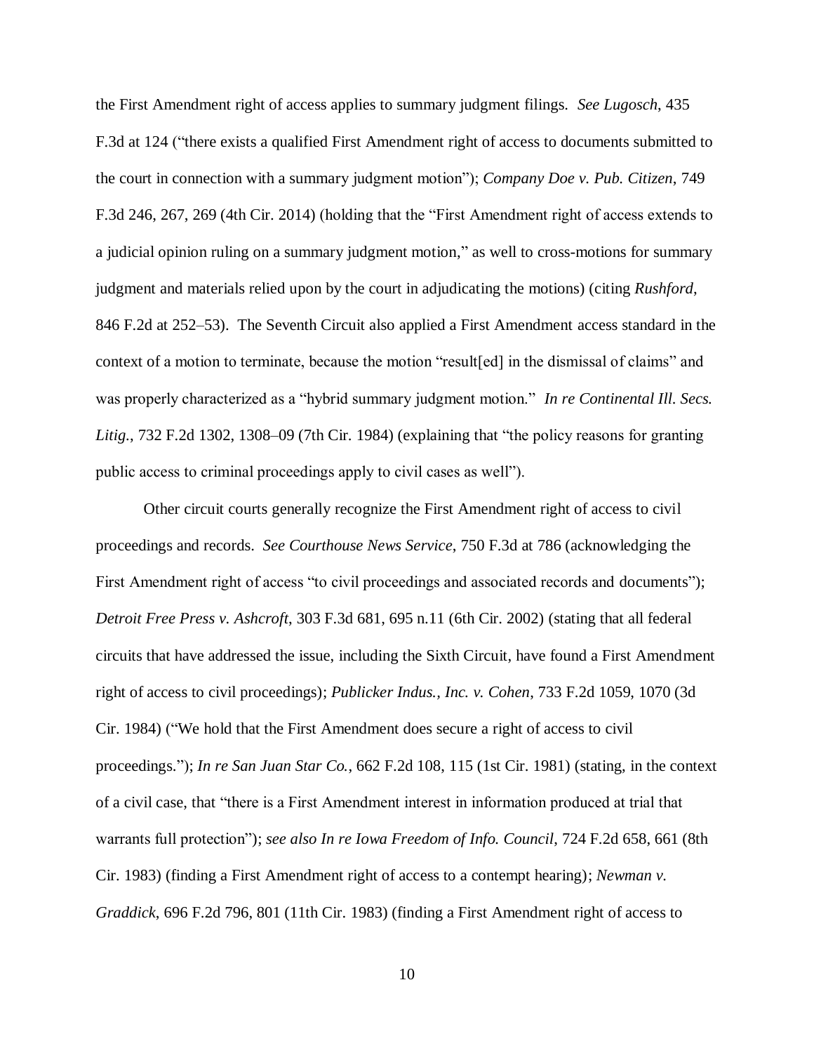the First Amendment right of access applies to summary judgment filings. *See Lugosch*, 435 F.3d at 124 ("there exists a qualified First Amendment right of access to documents submitted to the court in connection with a summary judgment motion"); *Company Doe v. Pub. Citizen*, 749 F.3d 246, 267, 269 (4th Cir. 2014) (holding that the "First Amendment right of access extends to a judicial opinion ruling on a summary judgment motion," as well to cross-motions for summary judgment and materials relied upon by the court in adjudicating the motions) (citing *Rushford*, 846 F.2d at 252–53). The Seventh Circuit also applied a First Amendment access standard in the context of a motion to terminate, because the motion "result[ed] in the dismissal of claims" and was properly characterized as a "hybrid summary judgment motion." *In re Continental Ill. Secs. Litig.*, 732 F.2d 1302, 1308–09 (7th Cir. 1984) (explaining that "the policy reasons for granting public access to criminal proceedings apply to civil cases as well").

Other circuit courts generally recognize the First Amendment right of access to civil proceedings and records. *See Courthouse News Service*, 750 F.3d at 786 (acknowledging the First Amendment right of access "to civil proceedings and associated records and documents"); *Detroit Free Press v. Ashcroft*, 303 F.3d 681, 695 n.11 (6th Cir. 2002) (stating that all federal circuits that have addressed the issue, including the Sixth Circuit, have found a First Amendment right of access to civil proceedings); *Publicker Indus., Inc. v. Cohen*, 733 F.2d 1059, 1070 (3d Cir. 1984) ("We hold that the First Amendment does secure a right of access to civil proceedings."); *In re San Juan Star Co.*, 662 F.2d 108, 115 (1st Cir. 1981) (stating, in the context of a civil case, that "there is a First Amendment interest in information produced at trial that warrants full protection"); *see also In re Iowa Freedom of Info. Council*, 724 F.2d 658, 661 (8th Cir. 1983) (finding a First Amendment right of access to a contempt hearing); *Newman v. Graddick*, 696 F.2d 796, 801 (11th Cir. 1983) (finding a First Amendment right of access to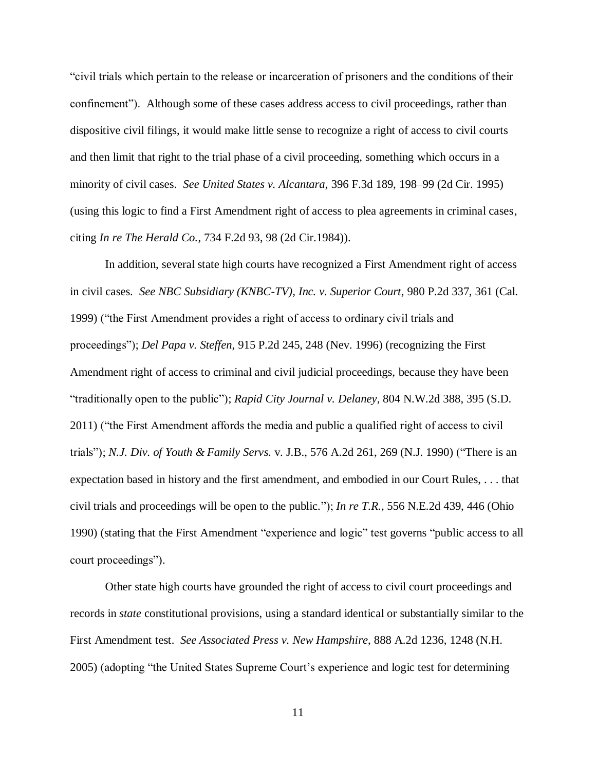"civil trials which pertain to the release or incarceration of prisoners and the conditions of their confinement"). Although some of these cases address access to civil proceedings, rather than dispositive civil filings, it would make little sense to recognize a right of access to civil courts and then limit that right to the trial phase of a civil proceeding, something which occurs in a minority of civil cases. *See United States v. Alcantara*, 396 F.3d 189, 198–99 (2d Cir. 1995) (using this logic to find a First Amendment right of access to plea agreements in criminal cases, citing *In re The Herald Co.*, 734 F.2d 93, 98 (2d Cir.1984)).

In addition, several state high courts have recognized a First Amendment right of access in civil cases. *See NBC Subsidiary (KNBC-TV), Inc. v. Superior Court*, 980 P.2d 337, 361 (Cal. 1999) ("the First Amendment provides a right of access to ordinary civil trials and proceedings"); *Del Papa v. Steffen*, 915 P.2d 245, 248 (Nev. 1996) (recognizing the First Amendment right of access to criminal and civil judicial proceedings, because they have been "traditionally open to the public"); *Rapid City Journal v. Delaney*, 804 N.W.2d 388, 395 (S.D. 2011) ("the First Amendment affords the media and public a qualified right of access to civil trials"); *N.J. Div. of Youth & Family Servs.* v. J.B., 576 A.2d 261, 269 (N.J. 1990) ("There is an expectation based in history and the first amendment, and embodied in our Court Rules, . . . that civil trials and proceedings will be open to the public."); *In re T.R.*, 556 N.E.2d 439, 446 (Ohio 1990) (stating that the First Amendment "experience and logic" test governs "public access to all court proceedings").

Other state high courts have grounded the right of access to civil court proceedings and records in *state* constitutional provisions, using a standard identical or substantially similar to the First Amendment test. *See Associated Press v. New Hampshire*, 888 A.2d 1236, 1248 (N.H. 2005) (adopting "the United States Supreme Court's experience and logic test for determining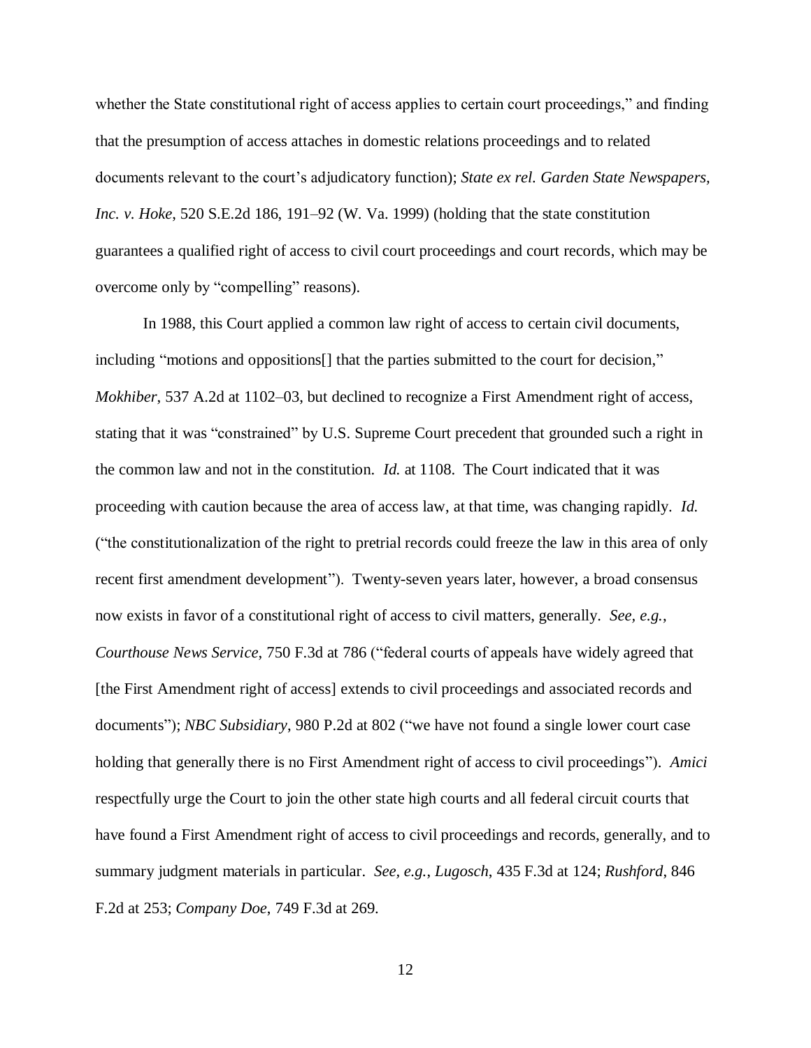whether the State constitutional right of access applies to certain court proceedings," and finding that the presumption of access attaches in domestic relations proceedings and to related documents relevant to the court's adjudicatory function); *State ex rel. Garden State Newspapers, Inc. v. Hoke*, 520 S.E.2d 186, 191–92 (W. Va. 1999) (holding that the state constitution guarantees a qualified right of access to civil court proceedings and court records, which may be overcome only by "compelling" reasons).

In 1988, this Court applied a common law right of access to certain civil documents, including "motions and oppositions[] that the parties submitted to the court for decision," *Mokhiber*, 537 A.2d at 1102–03, but declined to recognize a First Amendment right of access, stating that it was "constrained" by U.S. Supreme Court precedent that grounded such a right in the common law and not in the constitution. *Id.* at 1108. The Court indicated that it was proceeding with caution because the area of access law, at that time, was changing rapidly. *Id.* ("the constitutionalization of the right to pretrial records could freeze the law in this area of only recent first amendment development"). Twenty-seven years later, however, a broad consensus now exists in favor of a constitutional right of access to civil matters, generally. *See, e.g.*, *Courthouse News Service*, 750 F.3d at 786 ("federal courts of appeals have widely agreed that [the First Amendment right of access] extends to civil proceedings and associated records and documents"); *NBC Subsidiary*, 980 P.2d at 802 ("we have not found a single lower court case holding that generally there is no First Amendment right of access to civil proceedings"). *Amici* respectfully urge the Court to join the other state high courts and all federal circuit courts that have found a First Amendment right of access to civil proceedings and records, generally, and to summary judgment materials in particular. *See, e.g.*, *Lugosch*, 435 F.3d at 124; *Rushford*, 846 F.2d at 253; *Company Doe*, 749 F.3d at 269.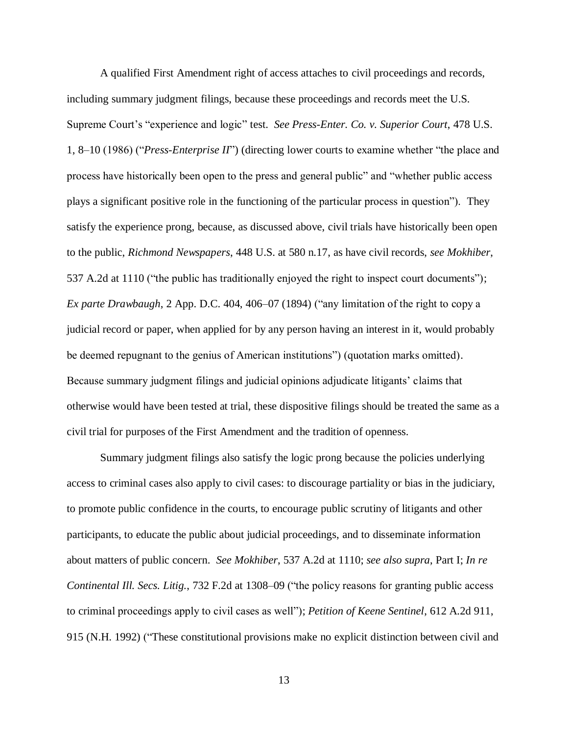A qualified First Amendment right of access attaches to civil proceedings and records, including summary judgment filings, because these proceedings and records meet the U.S. Supreme Court's "experience and logic" test. *See Press-Enter. Co. v. Superior Court*, 478 U.S. 1, 8–10 (1986) ("*Press-Enterprise II*") (directing lower courts to examine whether "the place and process have historically been open to the press and general public" and "whether public access plays a significant positive role in the functioning of the particular process in question"). They satisfy the experience prong, because, as discussed above, civil trials have historically been open to the public, *Richmond Newspapers*, 448 U.S. at 580 n.17, as have civil records, *see Mokhiber*, 537 A.2d at 1110 ("the public has traditionally enjoyed the right to inspect court documents"); *Ex parte Drawbaugh*, 2 App. D.C. 404, 406–07 (1894) ("any limitation of the right to copy a judicial record or paper, when applied for by any person having an interest in it, would probably be deemed repugnant to the genius of American institutions") (quotation marks omitted). Because summary judgment filings and judicial opinions adjudicate litigants' claims that otherwise would have been tested at trial, these dispositive filings should be treated the same as a civil trial for purposes of the First Amendment and the tradition of openness.

Summary judgment filings also satisfy the logic prong because the policies underlying access to criminal cases also apply to civil cases: to discourage partiality or bias in the judiciary, to promote public confidence in the courts, to encourage public scrutiny of litigants and other participants, to educate the public about judicial proceedings, and to disseminate information about matters of public concern. *See Mokhiber*, 537 A.2d at 1110; *see also supra*, Part I; *In re Continental Ill. Secs. Litig.*, 732 F.2d at 1308–09 ("the policy reasons for granting public access to criminal proceedings apply to civil cases as well"); *Petition of Keene Sentinel*, 612 A.2d 911, 915 (N.H. 1992) ("These constitutional provisions make no explicit distinction between civil and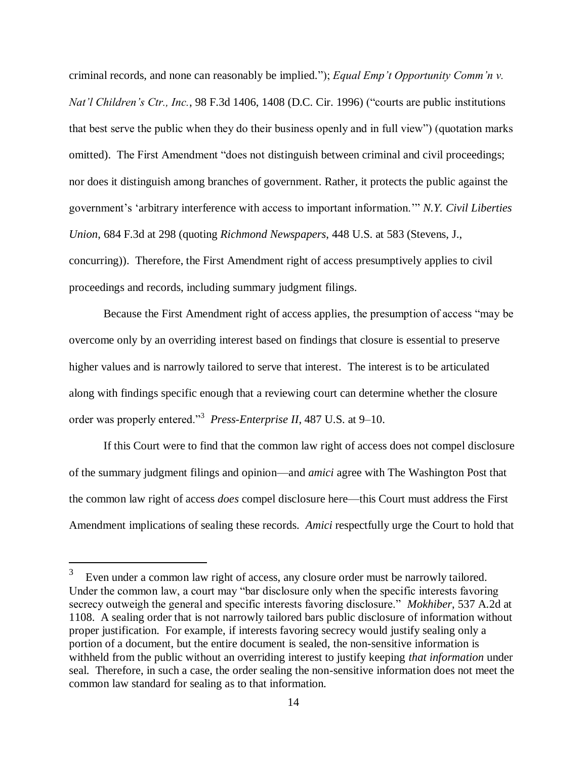criminal records, and none can reasonably be implied."); *Equal Emp't Opportunity Comm'n v. Nat'l Children's Ctr., Inc.*, 98 F.3d 1406, 1408 (D.C. Cir. 1996) ("courts are public institutions that best serve the public when they do their business openly and in full view") (quotation marks omitted). The First Amendment "does not distinguish between criminal and civil proceedings; nor does it distinguish among branches of government. Rather, it protects the public against the government's 'arbitrary interference with access to important information.'" *N.Y. Civil Liberties Union*, 684 F.3d at 298 (quoting *Richmond Newspapers*, 448 U.S. at 583 (Stevens, J., concurring)). Therefore, the First Amendment right of access presumptively applies to civil proceedings and records, including summary judgment filings.

Because the First Amendment right of access applies, the presumption of access "may be overcome only by an overriding interest based on findings that closure is essential to preserve higher values and is narrowly tailored to serve that interest. The interest is to be articulated along with findings specific enough that a reviewing court can determine whether the closure order was properly entered."[3] *Press-Enterprise II*, 487 U.S. at 9–10.

If this Court were to find that the common law right of access does not compel disclosure of the summary judgment filings and opinion—and *amici* agree with The Washington Post that the common law right of access *does* compel disclosure here—this Court must address the First Amendment implications of sealing these records. *Amici* respectfully urge the Court to hold that

[3] Even under a common law right of access, any closure order must be narrowly tailored. Under the common law, a court may "bar disclosure only when the specific interests favoring secrecy outweigh the general and specific interests favoring disclosure." *Mokhiber*, 537 A.2d at 1108. A sealing order that is not narrowly tailored bars public disclosure of information without proper justification. For example, if interests favoring secrecy would justify sealing only a portion of a document, but the entire document is sealed, the non-sensitive information is withheld from the public without an overriding interest to justify keeping *that information* under seal. Therefore, in such a case, the order sealing the non-sensitive information does not meet the common law standard for sealing as to that information.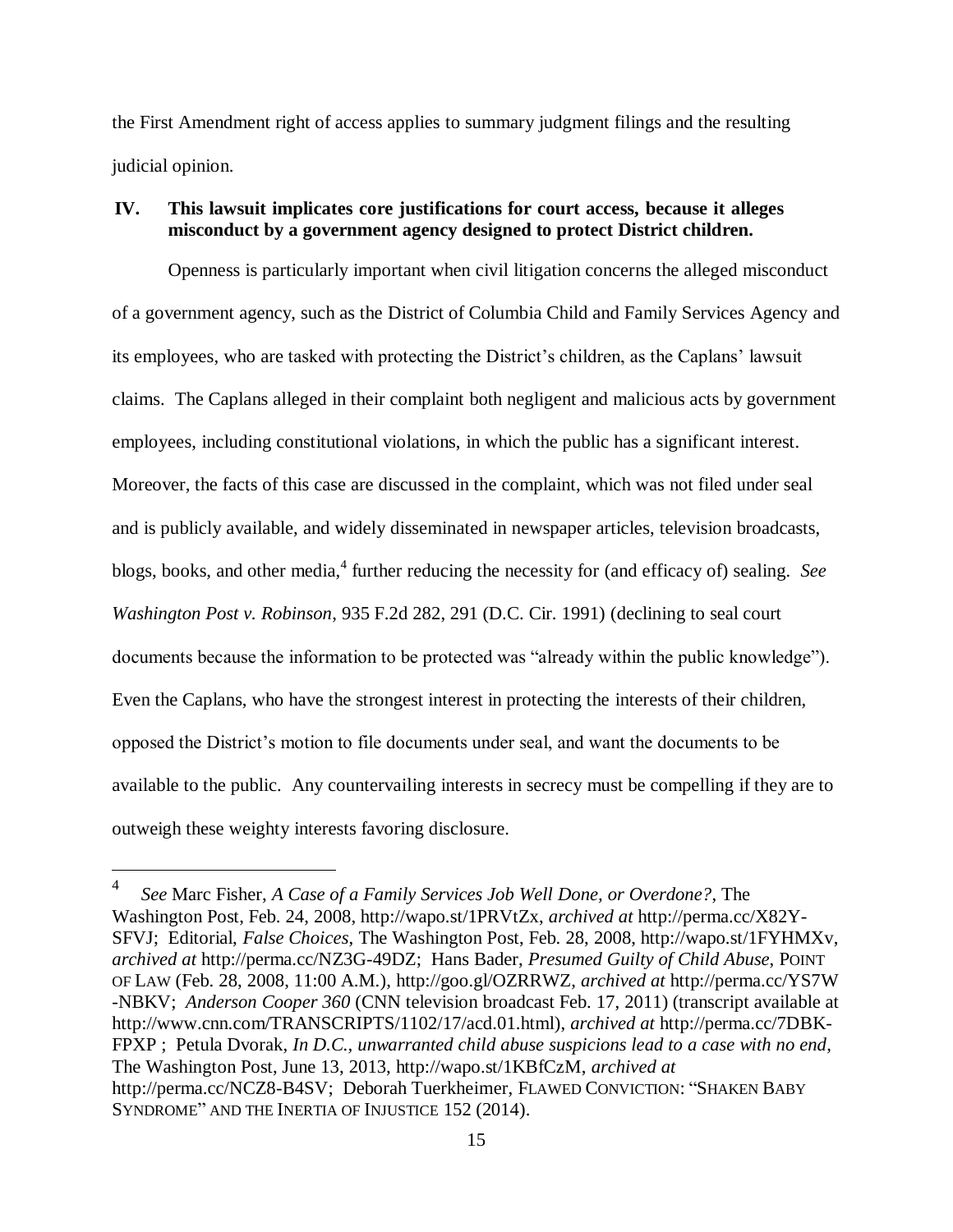the First Amendment right of access applies to summary judgment filings and the resulting judicial opinion.

## IV. This lawsuit implicates core justifications for court access, because it alleges misconduct by a government agency designed to protect District children.

Openness is particularly important when civil litigation concerns the alleged misconduct of a government agency, such as the District of Columbia Child and Family Services Agency and its employees, who are tasked with protecting the District's children, as the Caplans' lawsuit claims. The Caplans alleged in their complaint both negligent and malicious acts by government employees, including constitutional violations, in which the public has a significant interest. Moreover, the facts of this case are discussed in the complaint, which was not filed under seal and is publicly available, and widely disseminated in newspaper articles, television broadcasts, blogs, books, and other media,[4] further reducing the necessity for (and efficacy of) sealing. *See Washington Post v. Robinson*, 935 F.2d 282, 291 (D.C. Cir. 1991) (declining to seal court documents because the information to be protected was "already within the public knowledge"). Even the Caplans, who have the strongest interest in protecting the interests of their children, opposed the District's motion to file documents under seal, and want the documents to be available to the public. Any countervailing interests in secrecy must be compelling if they are to outweigh these weighty interests favoring disclosure.

---

[4] *See* Marc Fisher, *A Case of a Family Services Job Well Done, or Overdone?*, The Washington Post, Feb. 24, 2008, http://wapo.st/1PRVtZx, *archived at* http://perma.cc/X82Y-SFVJ; Editorial, *False Choices*, The Washington Post, Feb. 28, 2008, http://wapo.st/1FYHMXv, *archived at* http://perma.cc/NZ3G-49DZ; Hans Bader, *Presumed Guilty of Child Abuse*, POINT OF LAW (Feb. 28, 2008, 11:00 A.M.), http://goo.gl/OZRRWZ, *archived at* http://perma.cc/YS7W-NBKV; *Anderson Cooper 360* (CNN television broadcast Feb. 17, 2011) (transcript available at http://www.cnn.com/TRANSCRIPTS/1102/17/acd.01.html), *archived at* http://perma.cc/7DBK-FPXP ; Petula Dvorak, *In D.C., unwarranted child abuse suspicions lead to a case with no end*, The Washington Post, June 13, 2013, http://wapo.st/1KBfCzM, *archived at* http://perma.cc/NCZ8-B4SV; Deborah Tuerkheimer, FLAWED CONVICTION: "SHAKEN BABY SYNDROME" AND THE INERTIA OF INJUSTICE 152 (2014).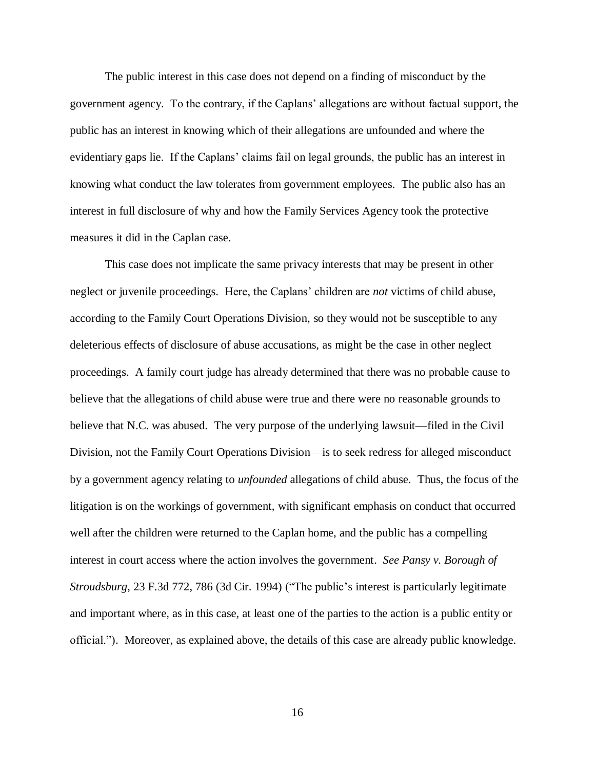The public interest in this case does not depend on a finding of misconduct by the government agency. To the contrary, if the Caplans' allegations are without factual support, the public has an interest in knowing which of their allegations are unfounded and where the evidentiary gaps lie. If the Caplans' claims fail on legal grounds, the public has an interest in knowing what conduct the law tolerates from government employees. The public also has an interest in full disclosure of why and how the Family Services Agency took the protective measures it did in the Caplan case.

This case does not implicate the same privacy interests that may be present in other neglect or juvenile proceedings. Here, the Caplans' children are *not* victims of child abuse, according to the Family Court Operations Division, so they would not be susceptible to any deleterious effects of disclosure of abuse accusations, as might be the case in other neglect proceedings. A family court judge has already determined that there was no probable cause to believe that the allegations of child abuse were true and there were no reasonable grounds to believe that N.C. was abused. The very purpose of the underlying lawsuit—filed in the Civil Division, not the Family Court Operations Division—is to seek redress for alleged misconduct by a government agency relating to *unfounded* allegations of child abuse. Thus, the focus of the litigation is on the workings of government, with significant emphasis on conduct that occurred well after the children were returned to the Caplan home, and the public has a compelling interest in court access where the action involves the government. *See Pansy v. Borough of Stroudsburg*, 23 F.3d 772, 786 (3d Cir. 1994) ("The public's interest is particularly legitimate and important where, as in this case, at least one of the parties to the action is a public entity or official."). Moreover, as explained above, the details of this case are already public knowledge.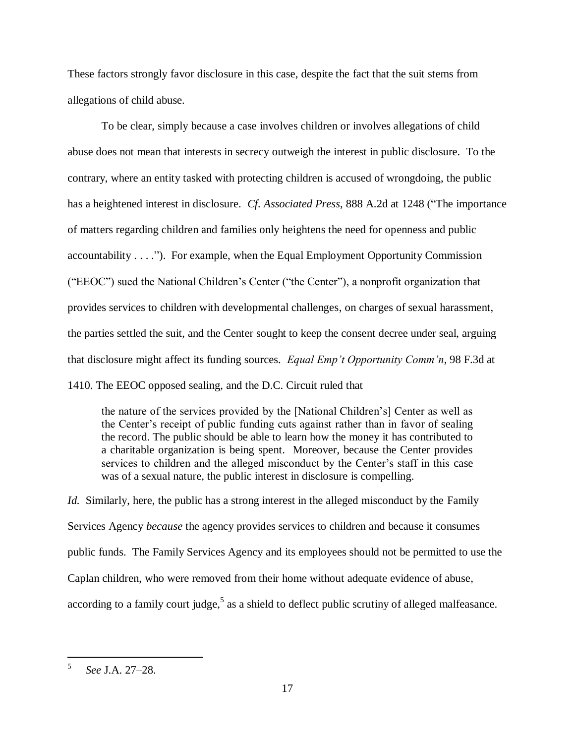These factors strongly favor disclosure in this case, despite the fact that the suit stems from allegations of child abuse.

To be clear, simply because a case involves children or involves allegations of child abuse does not mean that interests in secrecy outweigh the interest in public disclosure. To the contrary, where an entity tasked with protecting children is accused of wrongdoing, the public has a heightened interest in disclosure. *Cf. Associated Press*, 888 A.2d at 1248 ("The importance of matters regarding children and families only heightens the need for openness and public accountability . . . ."). For example, when the Equal Employment Opportunity Commission ("EEOC") sued the National Children's Center ("the Center"), a nonprofit organization that provides services to children with developmental challenges, on charges of sexual harassment, the parties settled the suit, and the Center sought to keep the consent decree under seal, arguing that disclosure might affect its funding sources. *Equal Emp't Opportunity Comm'n*, 98 F.3d at 1410. The EEOC opposed sealing, and the D.C. Circuit ruled that

> the nature of the services provided by the [National Children's] Center as well as the Center's receipt of public funding cuts against rather than in favor of sealing the record. The public should be able to learn how the money it has contributed to a charitable organization is being spent. Moreover, because the Center provides services to children and the alleged misconduct by the Center's staff in this case was of a sexual nature, the public interest in disclosure is compelling.

*Id.* Similarly, here, the public has a strong interest in the alleged misconduct by the Family Services Agency *because* the agency provides services to children and because it consumes public funds. The Family Services Agency and its employees should not be permitted to use the Caplan children, who were removed from their home without adequate evidence of abuse, according to a family court judge,[5] as a shield to deflect public scrutiny of alleged malfeasance.

---

[5] *See* J.A. 27–28.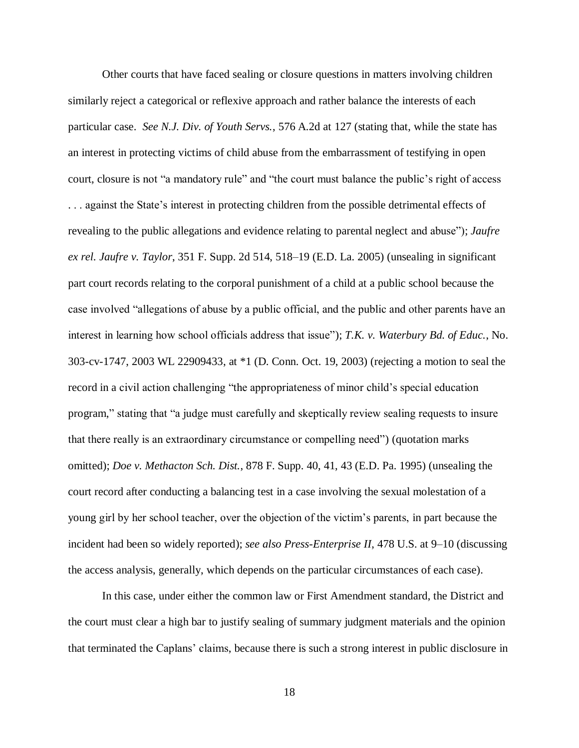Other courts that have faced sealing or closure questions in matters involving children similarly reject a categorical or reflexive approach and rather balance the interests of each particular case. *See N.J. Div. of Youth Servs.*, 576 A.2d at 127 (stating that, while the state has an interest in protecting victims of child abuse from the embarrassment of testifying in open court, closure is not "a mandatory rule" and "the court must balance the public's right of access . . . against the State's interest in protecting children from the possible detrimental effects of revealing to the public allegations and evidence relating to parental neglect and abuse"); *Jaufre ex rel. Jaufre v. Taylor*, 351 F. Supp. 2d 514, 518–19 (E.D. La. 2005) (unsealing in significant part court records relating to the corporal punishment of a child at a public school because the case involved "allegations of abuse by a public official, and the public and other parents have an interest in learning how school officials address that issue"); *T.K. v. Waterbury Bd. of Educ.*, No. 303-cv-1747, 2003 WL 22909433, at *1 (D. Conn. Oct. 19, 2003) (rejecting a motion to seal the record in a civil action challenging "the appropriateness of minor child's special education program," stating that "a judge must carefully and skeptically review sealing requests to insure that there really is an extraordinary circumstance or compelling need") (quotation marks omitted); *Doe v. Methacton Sch. Dist.*, 878 F. Supp. 40, 41, 43 (E.D. Pa. 1995) (unsealing the court record after conducting a balancing test in a case involving the sexual molestation of a young girl by her school teacher, over the objection of the victim's parents, in part because the incident had been so widely reported); *see also Press-Enterprise II*, 478 U.S. at 9–10 (discussing the access analysis, generally, which depends on the particular circumstances of each case).

In this case, under either the common law or First Amendment standard, the District and the court must clear a high bar to justify sealing of summary judgment materials and the opinion that terminated the Caplans' claims, because there is such a strong interest in public disclosure in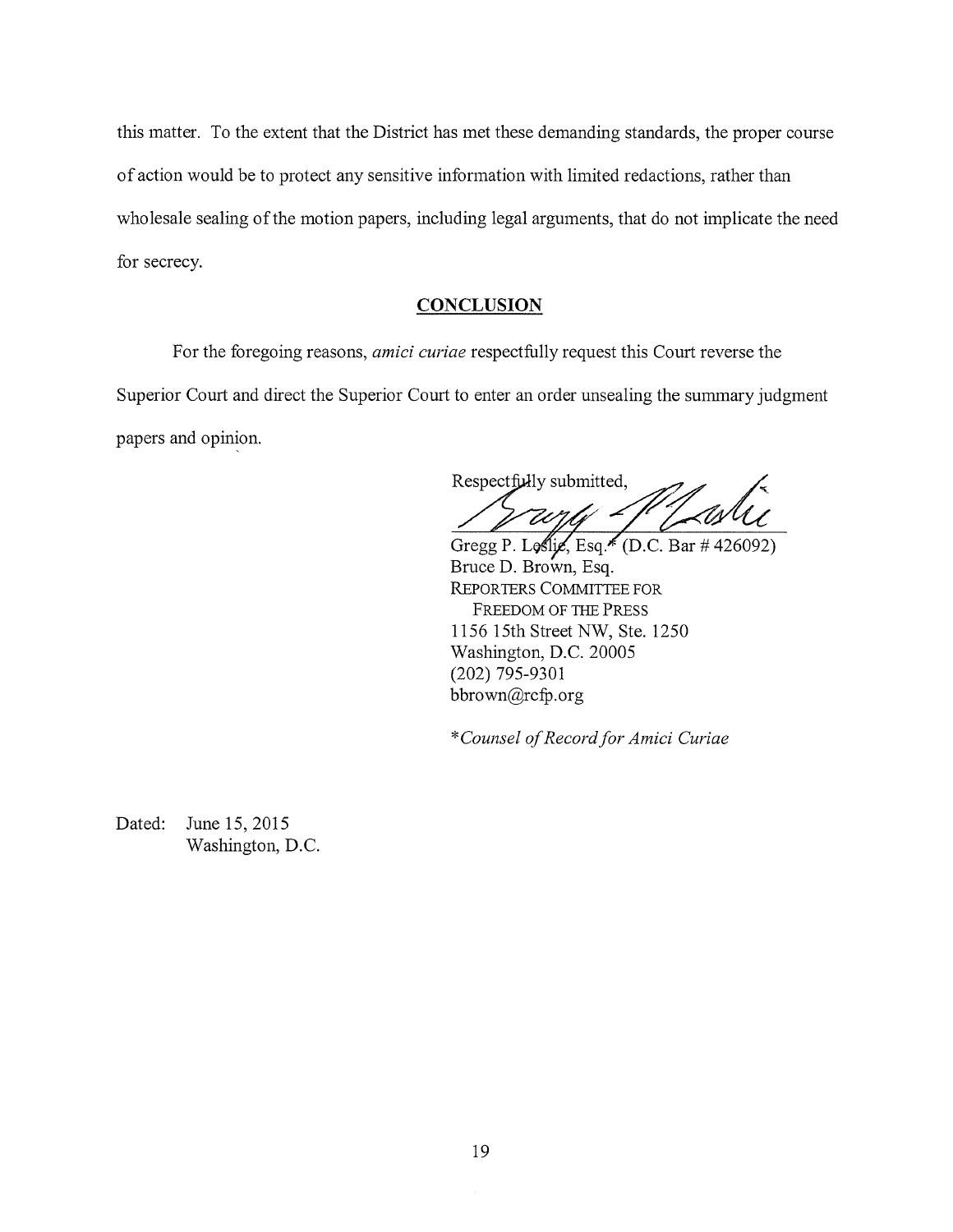this matter. To the extent that the District has met these demanding standards, the proper course of action would be to protect any sensitive information with limited redactions, rather than wholesale sealing of the motion papers, including legal arguments, that do not implicate the need for secrecy.

## CONCLUSION

For the foregoing reasons, *amici curiae* respectfully request this Court reverse the Superior Court and direct the Superior Court to enter an order unsealing the summary judgment papers and opinion.

Respectfully submitted,

Gregg P. Leslie, Esq.* (D.C. Bar # 426092)
Bruce D. Brown, Esq.
REPORTERS COMMITTEE FOR FREEDOM OF THE PRESS
1156 15th Street NW, Ste. 1250
Washington, D.C. 20005
(202) 795-9301
bbrown@rcfp.org

**Counsel of Record for Amici Curiae*

Dated: June 15, 2015
Washington, D.C.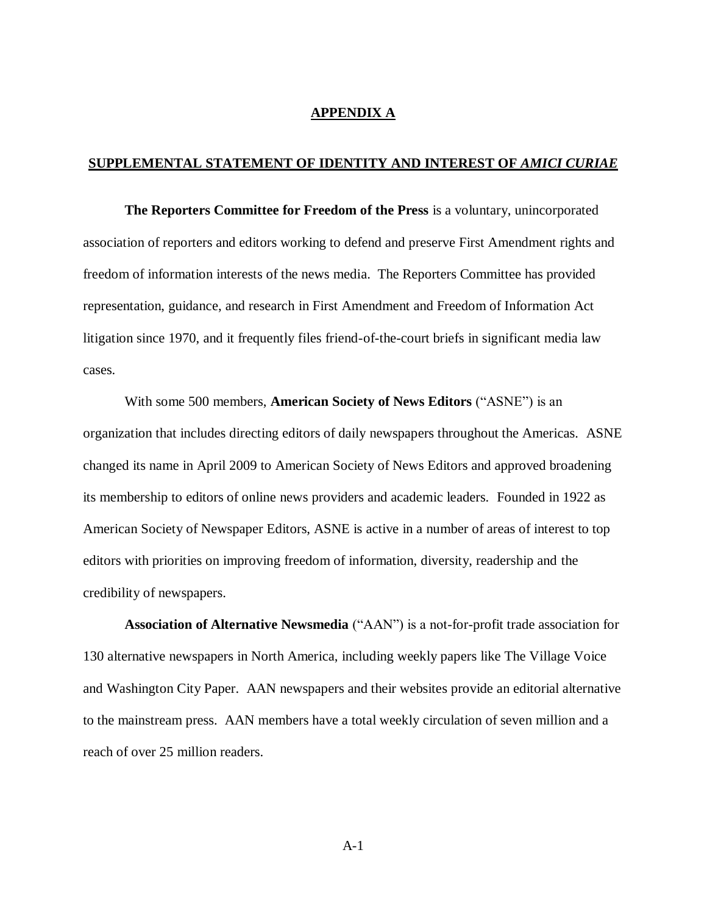# APPENDIX A

## SUPPLEMENTAL STATEMENT OF IDENTITY AND INTEREST OF *AMICI CURIAE*

**The Reporters Committee for Freedom of the Press** is a voluntary, unincorporated association of reporters and editors working to defend and preserve First Amendment rights and freedom of information interests of the news media. The Reporters Committee has provided representation, guidance, and research in First Amendment and Freedom of Information Act litigation since 1970, and it frequently files friend-of-the-court briefs in significant media law cases.

With some 500 members, **American Society of News Editors** ("ASNE") is an organization that includes directing editors of daily newspapers throughout the Americas. ASNE changed its name in April 2009 to American Society of News Editors and approved broadening its membership to editors of online news providers and academic leaders. Founded in 1922 as American Society of Newspaper Editors, ASNE is active in a number of areas of interest to top editors with priorities on improving freedom of information, diversity, readership and the credibility of newspapers.

**Association of Alternative Newsmedia** ("AAN") is a not-for-profit trade association for 130 alternative newspapers in North America, including weekly papers like The Village Voice and Washington City Paper. AAN newspapers and their websites provide an editorial alternative to the mainstream press. AAN members have a total weekly circulation of seven million and a reach of over 25 million readers.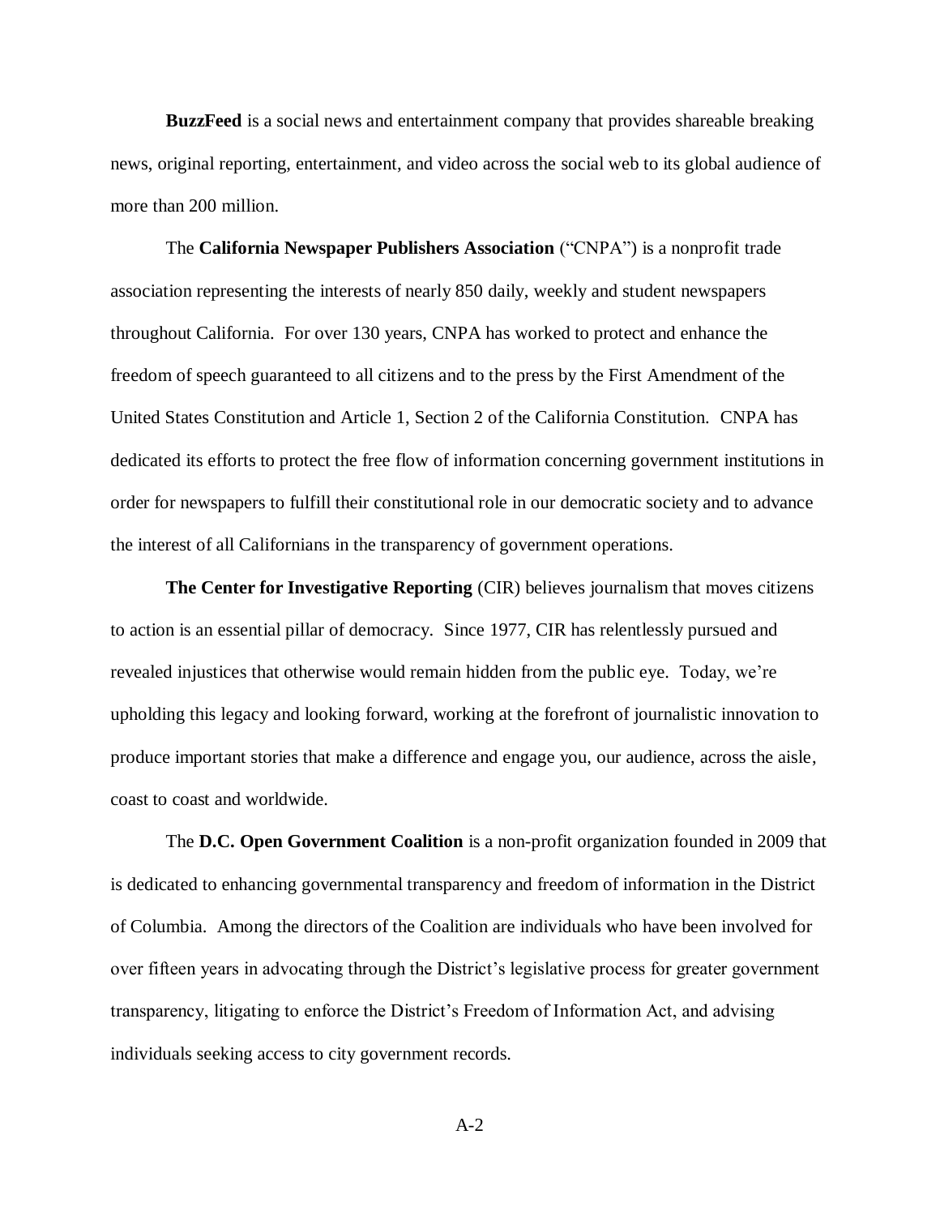**BuzzFeed** is a social news and entertainment company that provides shareable breaking news, original reporting, entertainment, and video across the social web to its global audience of more than 200 million.

The **California Newspaper Publishers Association** ("CNPA") is a nonprofit trade association representing the interests of nearly 850 daily, weekly and student newspapers throughout California. For over 130 years, CNPA has worked to protect and enhance the freedom of speech guaranteed to all citizens and to the press by the First Amendment of the United States Constitution and Article 1, Section 2 of the California Constitution. CNPA has dedicated its efforts to protect the free flow of information concerning government institutions in order for newspapers to fulfill their constitutional role in our democratic society and to advance the interest of all Californians in the transparency of government operations.

**The Center for Investigative Reporting** (CIR) believes journalism that moves citizens to action is an essential pillar of democracy. Since 1977, CIR has relentlessly pursued and revealed injustices that otherwise would remain hidden from the public eye. Today, we're upholding this legacy and looking forward, working at the forefront of journalistic innovation to produce important stories that make a difference and engage you, our audience, across the aisle, coast to coast and worldwide.

The **D.C. Open Government Coalition** is a non-profit organization founded in 2009 that is dedicated to enhancing governmental transparency and freedom of information in the District of Columbia. Among the directors of the Coalition are individuals who have been involved for over fifteen years in advocating through the District's legislative process for greater government transparency, litigating to enforce the District's Freedom of Information Act, and advising individuals seeking access to city government records.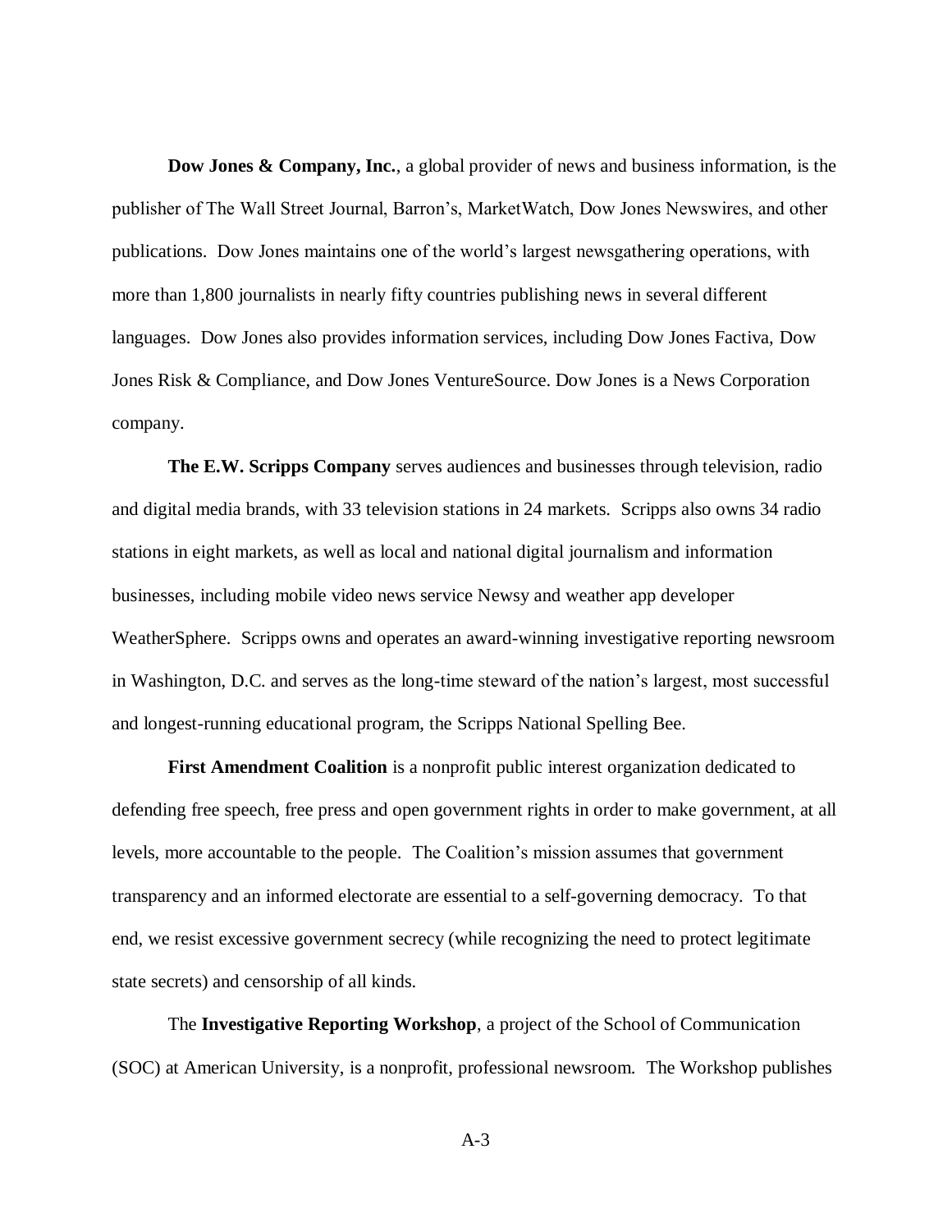**Dow Jones & Company, Inc.**, a global provider of news and business information, is the publisher of The Wall Street Journal, Barron's, MarketWatch, Dow Jones Newswires, and other publications. Dow Jones maintains one of the world's largest newsgathering operations, with more than 1,800 journalists in nearly fifty countries publishing news in several different languages. Dow Jones also provides information services, including Dow Jones Factiva, Dow Jones Risk & Compliance, and Dow Jones VentureSource. Dow Jones is a News Corporation company.

**The E.W. Scripps Company** serves audiences and businesses through television, radio and digital media brands, with 33 television stations in 24 markets. Scripps also owns 34 radio stations in eight markets, as well as local and national digital journalism and information businesses, including mobile video news service Newsy and weather app developer WeatherSphere. Scripps owns and operates an award-winning investigative reporting newsroom in Washington, D.C. and serves as the long-time steward of the nation's largest, most successful and longest-running educational program, the Scripps National Spelling Bee.

**First Amendment Coalition** is a nonprofit public interest organization dedicated to defending free speech, free press and open government rights in order to make government, at all levels, more accountable to the people. The Coalition's mission assumes that government transparency and an informed electorate are essential to a self-governing democracy. To that end, we resist excessive government secrecy (while recognizing the need to protect legitimate state secrets) and censorship of all kinds.

The **Investigative Reporting Workshop**, a project of the School of Communication (SOC) at American University, is a nonprofit, professional newsroom. The Workshop publishes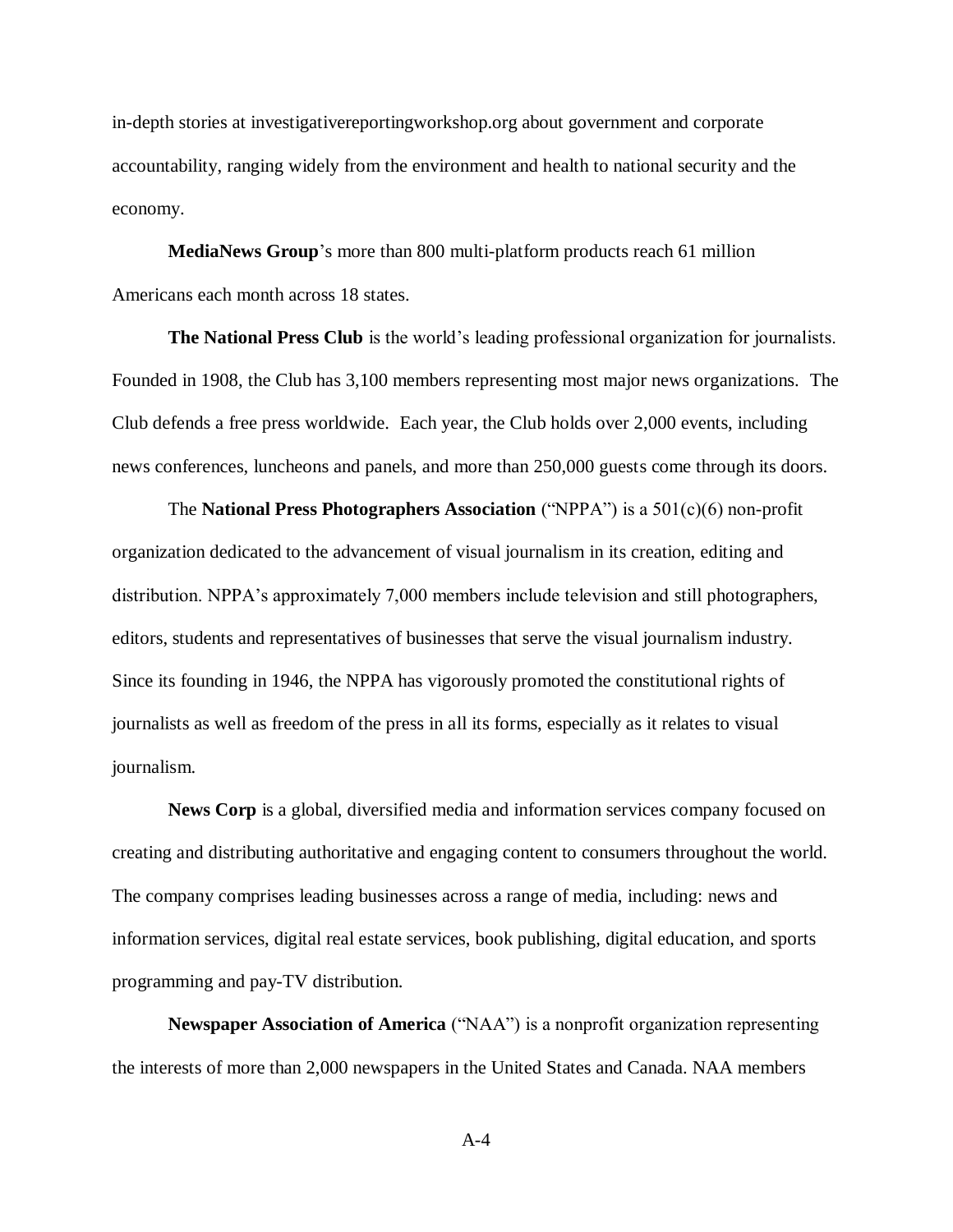in-depth stories at investigativereportingworkshop.org about government and corporate accountability, ranging widely from the environment and health to national security and the economy.

**MediaNews Group**'s more than 800 multi-platform products reach 61 million Americans each month across 18 states.

**The National Press Club** is the world's leading professional organization for journalists. Founded in 1908, the Club has 3,100 members representing most major news organizations. The Club defends a free press worldwide. Each year, the Club holds over 2,000 events, including news conferences, luncheons and panels, and more than 250,000 guests come through its doors.

The **National Press Photographers Association** ("NPPA") is a 501(c)(6) non-profit organization dedicated to the advancement of visual journalism in its creation, editing and distribution. NPPA's approximately 7,000 members include television and still photographers, editors, students and representatives of businesses that serve the visual journalism industry. Since its founding in 1946, the NPPA has vigorously promoted the constitutional rights of journalists as well as freedom of the press in all its forms, especially as it relates to visual journalism.

**News Corp** is a global, diversified media and information services company focused on creating and distributing authoritative and engaging content to consumers throughout the world. The company comprises leading businesses across a range of media, including: news and information services, digital real estate services, book publishing, digital education, and sports programming and pay-TV distribution.

**Newspaper Association of America** ("NAA") is a nonprofit organization representing the interests of more than 2,000 newspapers in the United States and Canada. NAA members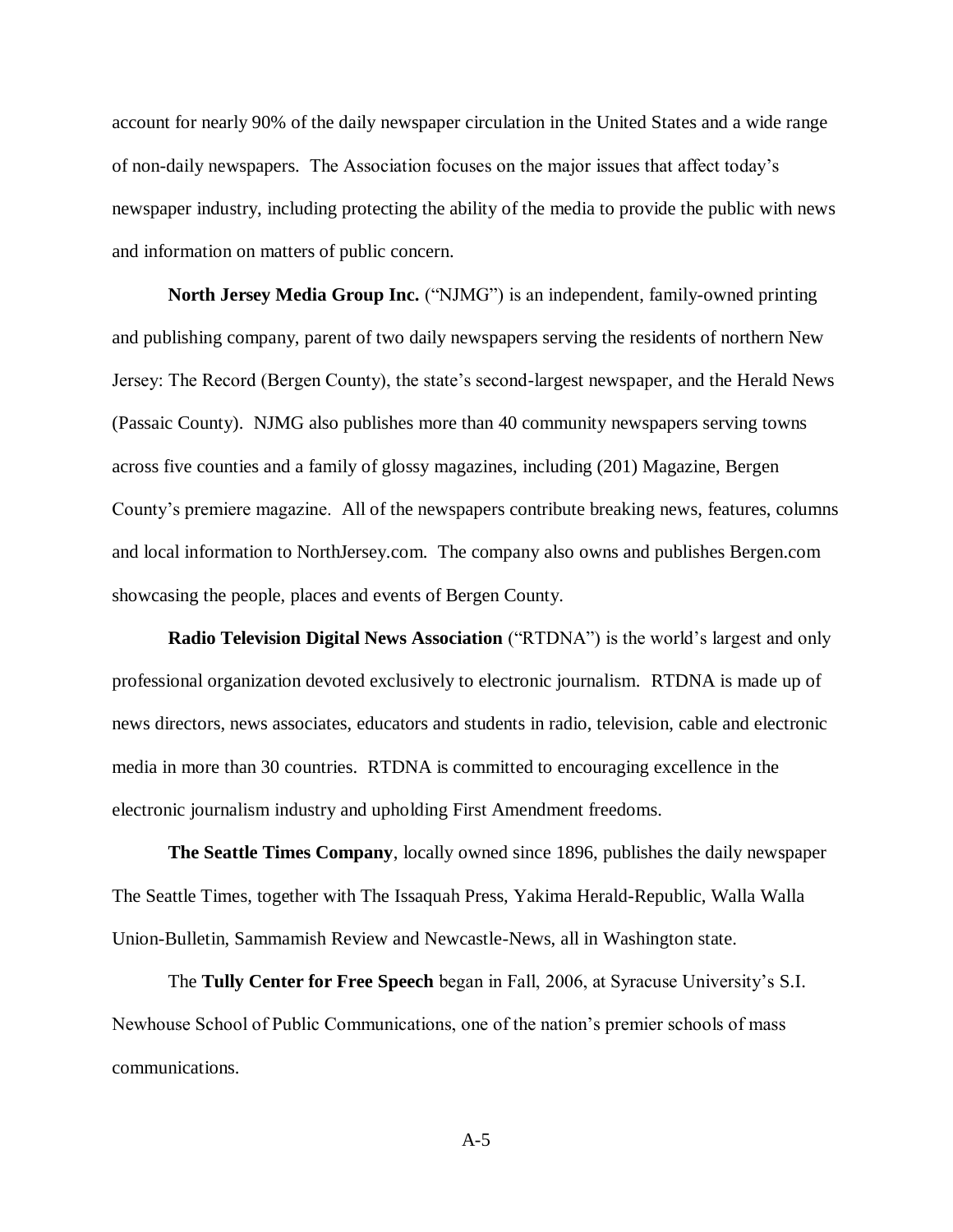account for nearly 90% of the daily newspaper circulation in the United States and a wide range of non-daily newspapers. The Association focuses on the major issues that affect today's newspaper industry, including protecting the ability of the media to provide the public with news and information on matters of public concern.

**North Jersey Media Group Inc.** ("NJMG") is an independent, family-owned printing and publishing company, parent of two daily newspapers serving the residents of northern New Jersey: The Record (Bergen County), the state's second-largest newspaper, and the Herald News (Passaic County). NJMG also publishes more than 40 community newspapers serving towns across five counties and a family of glossy magazines, including (201) Magazine, Bergen County's premiere magazine. All of the newspapers contribute breaking news, features, columns and local information to NorthJersey.com. The company also owns and publishes Bergen.com showcasing the people, places and events of Bergen County.

**Radio Television Digital News Association** ("RTDNA") is the world's largest and only professional organization devoted exclusively to electronic journalism. RTDNA is made up of news directors, news associates, educators and students in radio, television, cable and electronic media in more than 30 countries. RTDNA is committed to encouraging excellence in the electronic journalism industry and upholding First Amendment freedoms.

**The Seattle Times Company**, locally owned since 1896, publishes the daily newspaper The Seattle Times, together with The Issaquah Press, Yakima Herald-Republic, Walla Walla Union-Bulletin, Sammamish Review and Newcastle-News, all in Washington state.

The **Tully Center for Free Speech** began in Fall, 2006, at Syracuse University's S.I. Newhouse School of Public Communications, one of the nation's premier schools of mass communications.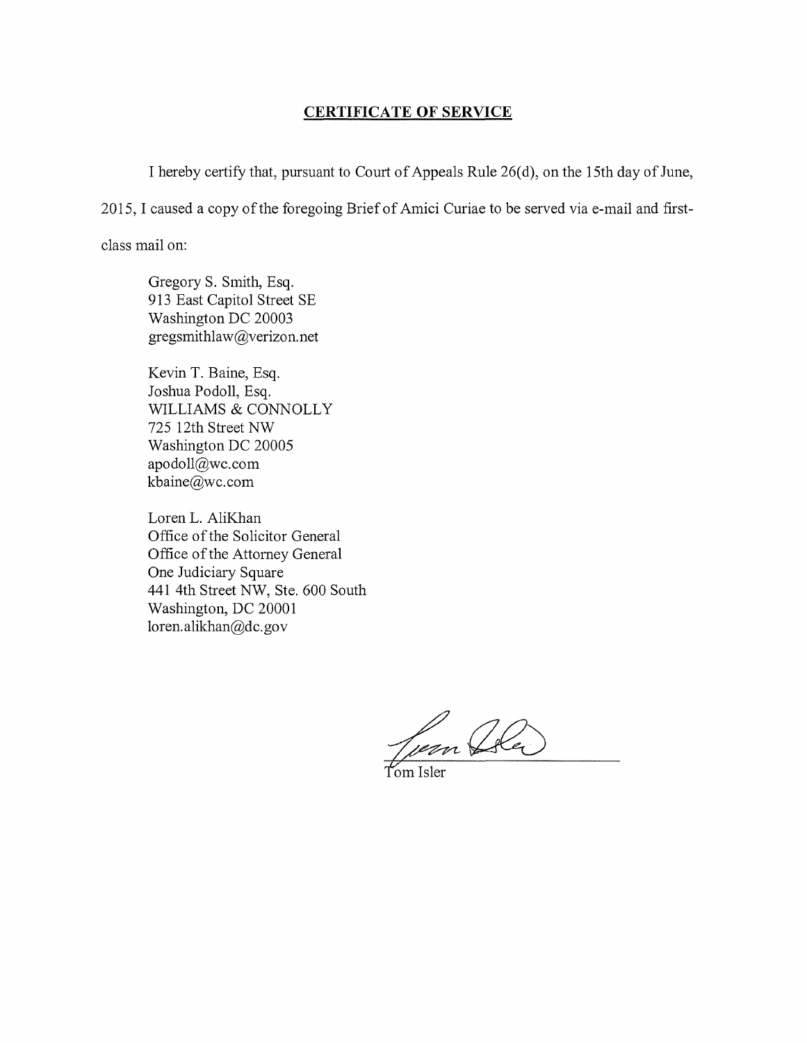## CERTIFICATE OF SERVICE

I hereby certify that, pursuant to Court of Appeals Rule 26(d), on the 15th day of June, 2015, I caused a copy of the foregoing Brief of Amici Curiae to be served via e-mail and first-class mail on:

Gregory S. Smith, Esq.  
913 East Capitol Street SE  
Washington DC 20003  
gregsmithlaw@verizon.net

Kevin T. Baine, Esq.  
Joshua Podoll, Esq.  
WILLIAMS & CONNOLLY  
725 12th Street NW  
Washington DC 20005  
apodoll@wc.com  
kbaine@wc.com

Loren L. AliKhan  
Office of the Solicitor General  
Office of the Attorney General  
One Judiciary Square  
441 4th Street NW, Ste. 600 South  
Washington, DC 20001  
loren.alikhan@dc.gov

Tom Isler